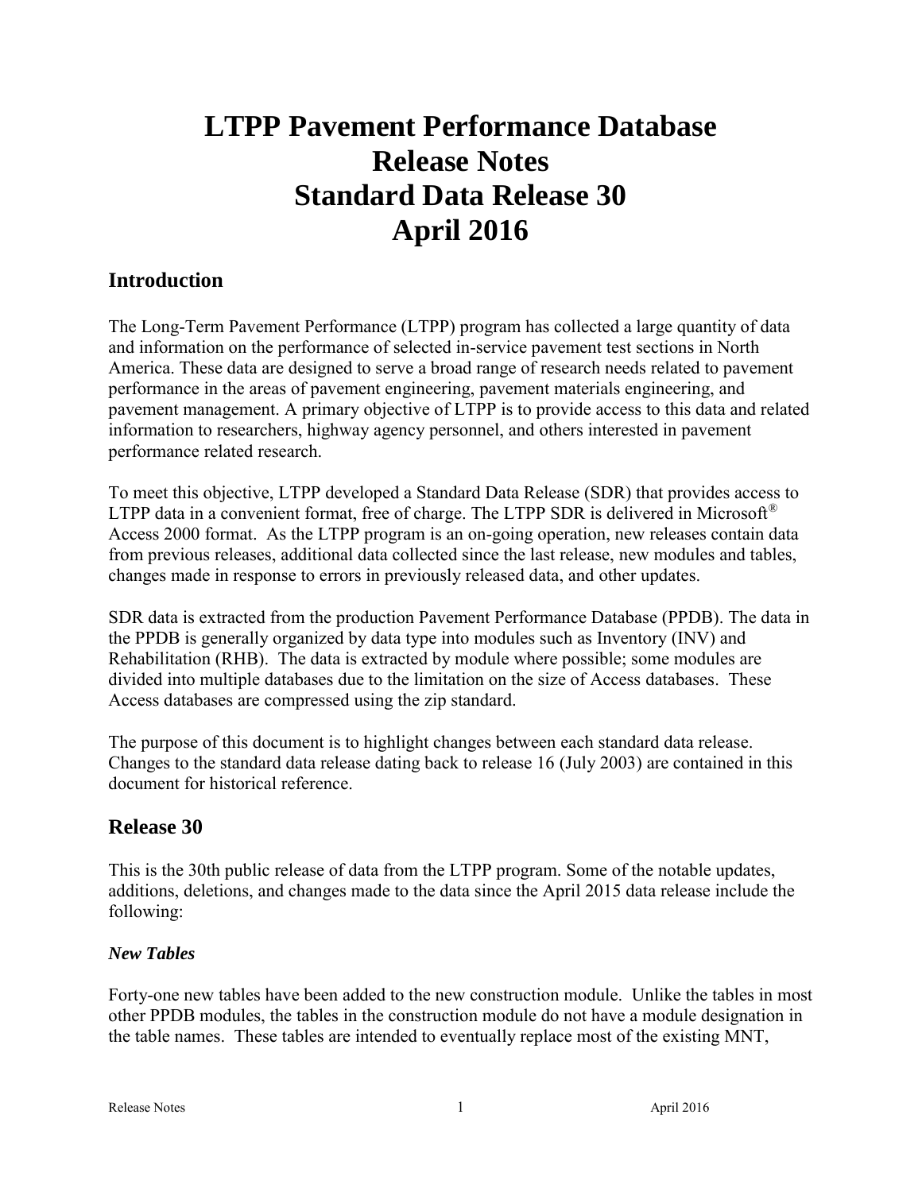# LTPP Pavement Performance Database Release Notes Standard Data Release 30 April 2016

## Introduction

The Long-Term Pavement Performance (LTPP) program has collected a large quantity of data and information on the performance of selected in-service pavement test sections in North America. These data are designed to serve a broad range of research needs related to pavement performance in the areas of pavement engineering, pavement materials engineering, and pavement management. A primary objective of LTPP is to provide access to this data and related information to researchers, highway agency personnel, and others interested in pavement performance related research.

To meet this objective, LTPP developed a Standard Data Release (SDR) that provides access to LTPP data in a convenient format, free of charge. The LTPP SDR is delivered in Microsoft® Access 2000 format. As the LTPP program is an on-going operation, new releases contain data from previous releases, additional data collected since the last release, new modules and tables, changes made in response to errors in previously released data, and other updates.

SDR data is extracted from the production Pavement Performance Database (PPDB). The data in the PPDB is generally organized by data type into modules such as Inventory (INV) and Rehabilitation (RHB). The data is extracted by module where possible; some modules are divided into multiple databases due to the limitation on the size of Access databases. These Access databases are compressed using the zip standard.

The purpose of this document is to highlight changes between each standard data release. Changes to the standard data release dating back to release 16 (July 2003) are contained in this document for historical reference.

## Release 30

This is the 30th public release of data from the LTPP program. Some of the notable updates, additions, deletions, and changes made to the data since the April 2015 data release include the following:

### *New Tables*

Forty-one new tables have been added to the new construction module. Unlike the tables in most other PPDB modules, the tables in the construction module do not have a module designation in the table names. These tables are intended to eventually replace most of the existing MNT,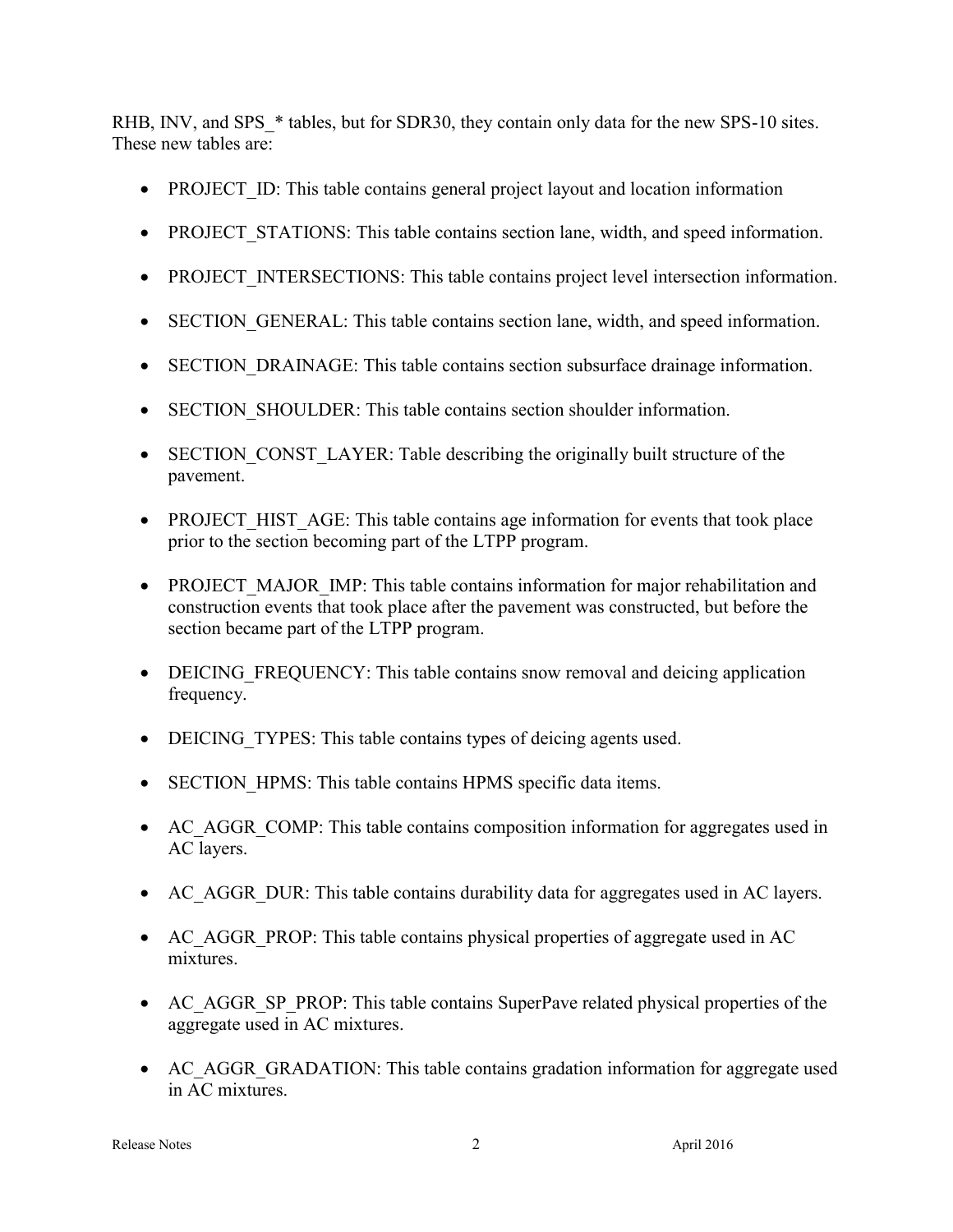RHB, INV, and SPS_* tables, but for SDR30, they contain only data for the new SPS-10 sites. These new tables are:

- PROJECT_ID: This table contains general project layout and location information
- PROJECT_STATIONS: This table contains section lane, width, and speed information.
- PROJECT_INTERSECTIONS: This table contains project level intersection information.
- SECTION_GENERAL: This table contains section lane, width, and speed information.
- SECTION_DRAINAGE: This table contains section subsurface drainage information.
- SECTION_SHOULDER: This table contains section shoulder information.
- SECTION_CONST_LAYER: Table describing the originally built structure of the pavement.
- PROJECT_HIST_AGE: This table contains age information for events that took place prior to the section becoming part of the LTPP program.
- PROJECT_MAJOR_IMP: This table contains information for major rehabilitation and construction events that took place after the pavement was constructed, but before the section became part of the LTPP program.
- DEICING_FREQUENCY: This table contains snow removal and deicing application frequency.
- DEICING_TYPES: This table contains types of deicing agents used.
- SECTION_HPMS: This table contains HPMS specific data items.
- AC_AGGR_COMP: This table contains composition information for aggregates used in AC layers.
- AC_AGGR_DUR: This table contains durability data for aggregates used in AC layers.
- AC_AGGR_PROP: This table contains physical properties of aggregate used in AC mixtures.
- AC_AGGR_SP_PROP: This table contains SuperPave related physical properties of the aggregate used in AC mixtures.
- AC_AGGR_GRADATION: This table contains gradation information for aggregate used in AC mixtures.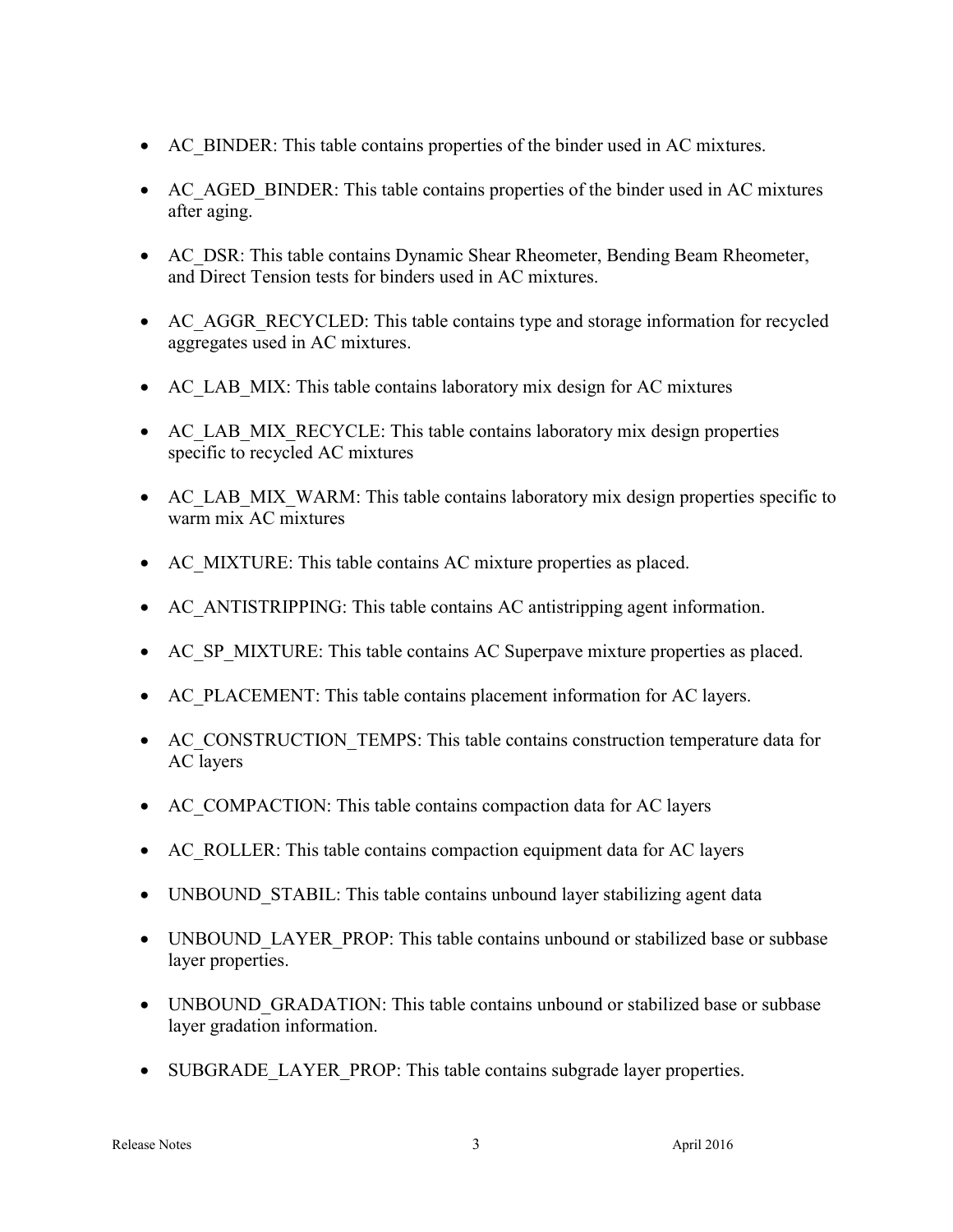- AC_BINDER: This table contains properties of the binder used in AC mixtures.
- AC_AGED_BINDER: This table contains properties of the binder used in AC mixtures after aging.
- AC_DSR: This table contains Dynamic Shear Rheometer, Bending Beam Rheometer, and Direct Tension tests for binders used in AC mixtures.
- AC_AGGR_RECYCLED: This table contains type and storage information for recycled aggregates used in AC mixtures.
- AC_LAB_MIX: This table contains laboratory mix design for AC mixtures
- AC_LAB_MIX_RECYCLE: This table contains laboratory mix design properties specific to recycled AC mixtures
- AC_LAB_MIX_WARM: This table contains laboratory mix design properties specific to warm mix AC mixtures
- AC_MIXTURE: This table contains AC mixture properties as placed.
- AC_ANTISTRIPPING: This table contains AC antistripping agent information.
- AC_SP_MIXTURE: This table contains AC Superpave mixture properties as placed.
- AC_PLACEMENT: This table contains placement information for AC layers.
- AC_CONSTRUCTION_TEMPS: This table contains construction temperature data for AC layers
- AC_COMPACTION: This table contains compaction data for AC layers
- AC_ROLLER: This table contains compaction equipment data for AC layers
- UNBOUND_STABIL: This table contains unbound layer stabilizing agent data
- UNBOUND_LAYER_PROP: This table contains unbound or stabilized base or subbase layer properties.
- UNBOUND_GRADATION: This table contains unbound or stabilized base or subbase layer gradation information.
- SUBGRADE_LAYER_PROP: This table contains subgrade layer properties.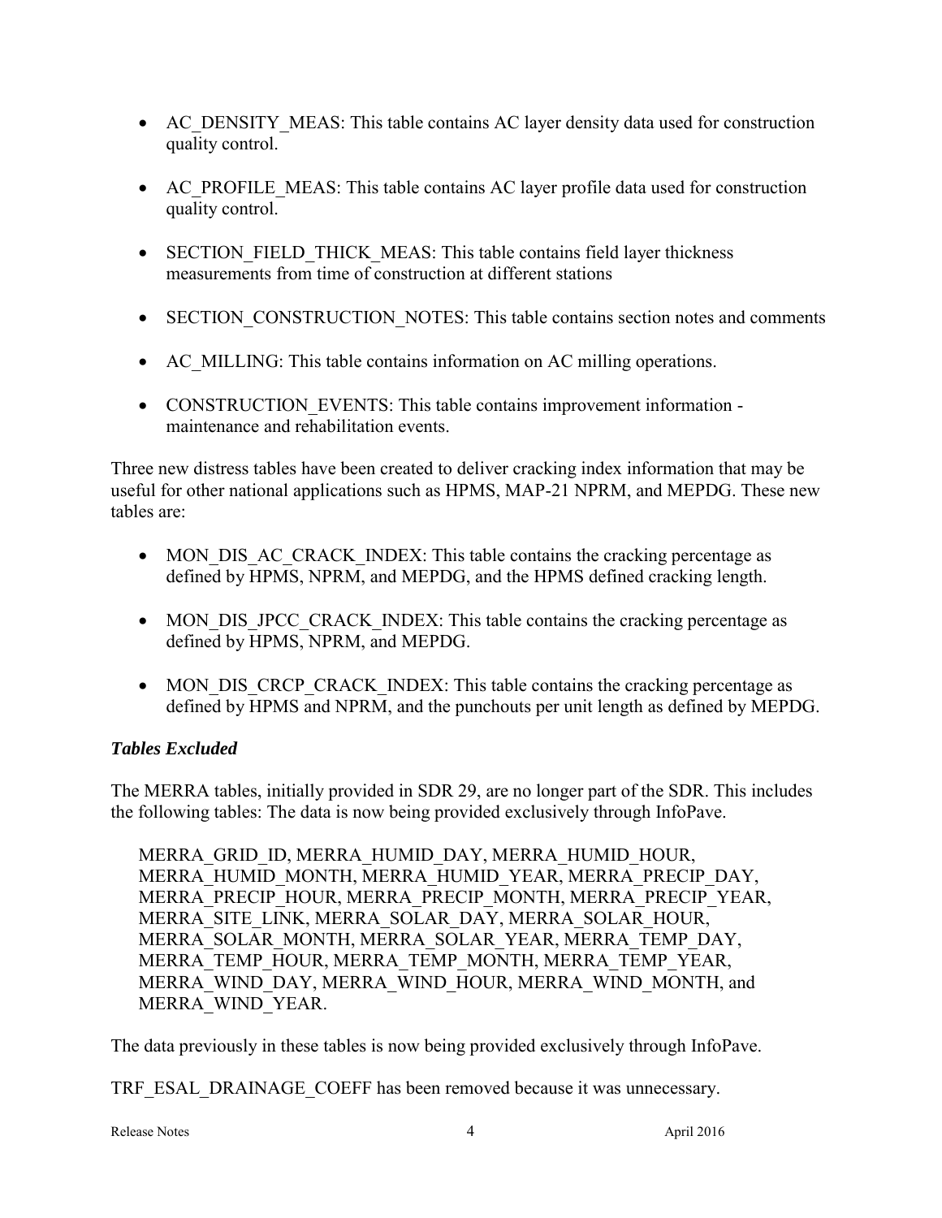- AC_DENSITY_MEAS: This table contains AC layer density data used for construction quality control.

- AC_PROFILE_MEAS: This table contains AC layer profile data used for construction quality control.

- SECTION_FIELD_THICK_MEAS: This table contains field layer thickness measurements from time of construction at different stations

- SECTION_CONSTRUCTION_NOTES: This table contains section notes and comments

- AC_MILLING: This table contains information on AC milling operations.

- CONSTRUCTION_EVENTS: This table contains improvement information - maintenance and rehabilitation events.

Three new distress tables have been created to deliver cracking index information that may be useful for other national applications such as HPMS, MAP-21 NPRM, and MEPDG. These new tables are:

- MON_DIS_AC_CRACK_INDEX: This table contains the cracking percentage as defined by HPMS, NPRM, and MEPDG, and the HPMS defined cracking length.

- MON_DIS_JPCC_CRACK_INDEX: This table contains the cracking percentage as defined by HPMS, NPRM, and MEPDG.

- MON_DIS_CRCP_CRACK_INDEX: This table contains the cracking percentage as defined by HPMS and NPRM, and the punchouts per unit length as defined by MEPDG.

### *Tables Excluded*

The MERRA tables, initially provided in SDR 29, are no longer part of the SDR. This includes the following tables: The data is now being provided exclusively through InfoPave.

> MERRA_GRID_ID, MERRA_HUMID_DAY, MERRA_HUMID_HOUR, MERRA_HUMID_MONTH, MERRA_HUMID_YEAR, MERRA_PRECIP_DAY, MERRA_PRECIP_HOUR, MERRA_PRECIP_MONTH, MERRA_PRECIP_YEAR, MERRA_SITE_LINK, MERRA_SOLAR_DAY, MERRA_SOLAR_HOUR, MERRA_SOLAR_MONTH, MERRA_SOLAR_YEAR, MERRA_TEMP_DAY, MERRA_TEMP_HOUR, MERRA_TEMP_MONTH, MERRA_TEMP_YEAR, MERRA_WIND_DAY, MERRA_WIND_HOUR, MERRA_WIND_MONTH, and MERRA_WIND_YEAR.

The data previously in these tables is now being provided exclusively through InfoPave.

TRF_ESAL_DRAINAGE_COEFF has been removed because it was unnecessary.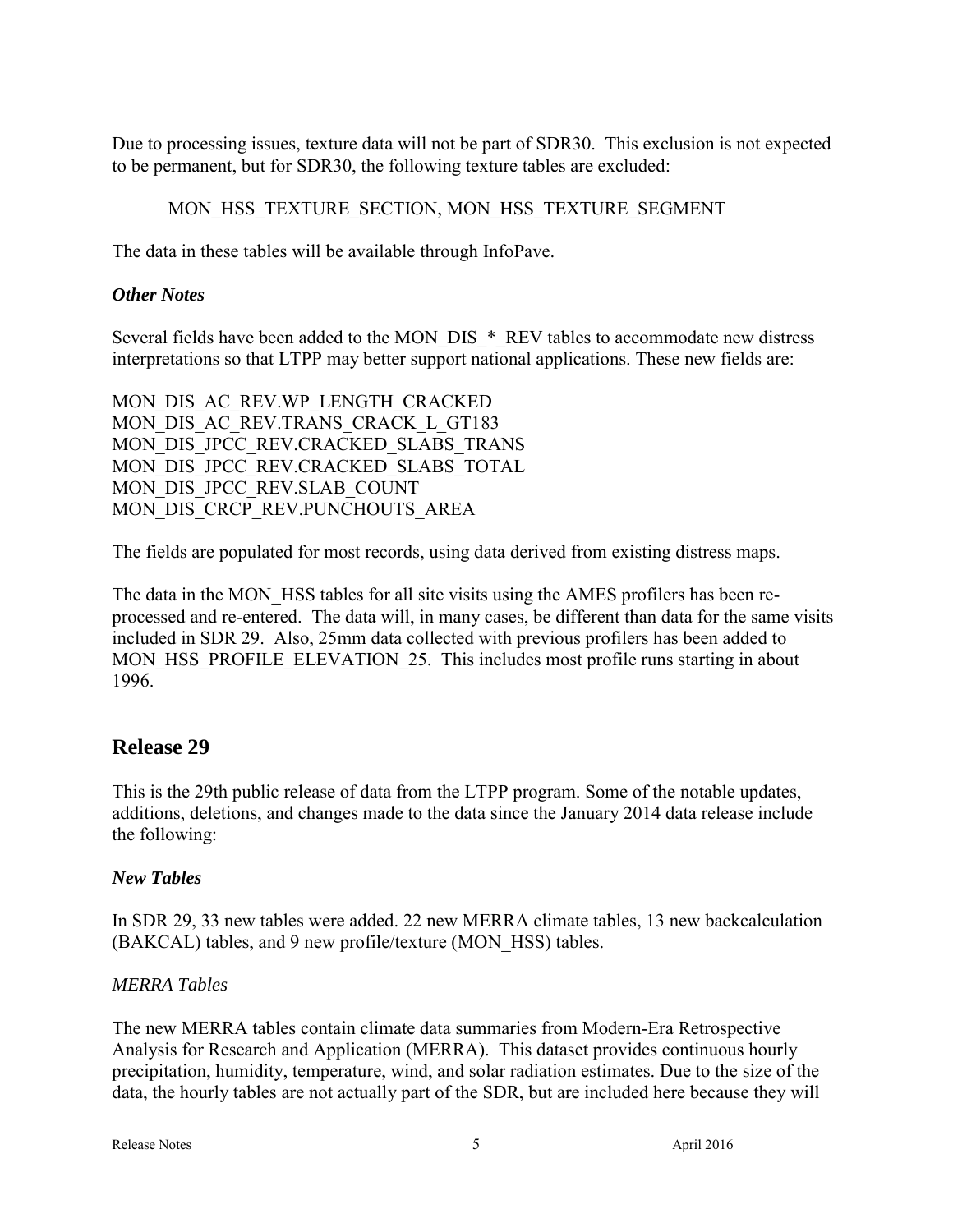Due to processing issues, texture data will not be part of SDR30. This exclusion is not expected to be permanent, but for SDR30, the following texture tables are excluded:

MON_HSS_TEXTURE_SECTION, MON_HSS_TEXTURE_SEGMENT

The data in these tables will be available through InfoPave.

### *Other Notes*

Several fields have been added to the MON_DIS_*_REV tables to accommodate new distress interpretations so that LTPP may better support national applications. These new fields are:

MON_DIS_AC_REV.WP_LENGTH_CRACKED
MON_DIS_AC_REV.TRANS_CRACK_L_GT183
MON_DIS_JPCC_REV.CRACKED_SLABS_TRANS
MON_DIS_JPCC_REV.CRACKED_SLABS_TOTAL
MON_DIS_JPCC_REV.SLAB_COUNT
MON_DIS_CRCP_REV.PUNCHOUTS_AREA

The fields are populated for most records, using data derived from existing distress maps.

The data in the MON_HSS tables for all site visits using the AMES profilers has been re-processed and re-entered. The data will, in many cases, be different than data for the same visits included in SDR 29. Also, 25mm data collected with previous profilers has been added to MON_HSS_PROFILE_ELEVATION_25. This includes most profile runs starting in about 1996.

## Release 29

This is the 29th public release of data from the LTPP program. Some of the notable updates, additions, deletions, and changes made to the data since the January 2014 data release include the following:

### *New Tables*

In SDR 29, 33 new tables were added. 22 new MERRA climate tables, 13 new backcalculation (BAKCAL) tables, and 9 new profile/texture (MON_HSS) tables.

#### *MERRA Tables*

The new MERRA tables contain climate data summaries from Modern-Era Retrospective Analysis for Research and Application (MERRA). This dataset provides continuous hourly precipitation, humidity, temperature, wind, and solar radiation estimates. Due to the size of the data, the hourly tables are not actually part of the SDR, but are included here because they will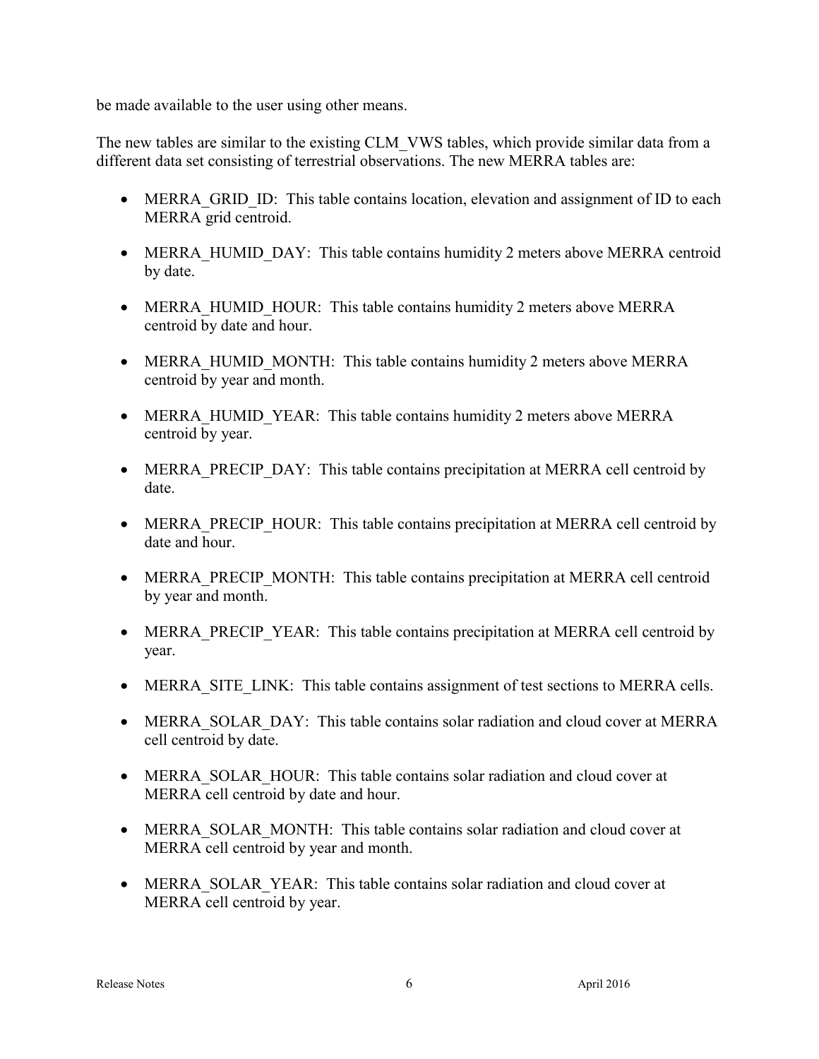be made available to the user using other means.

The new tables are similar to the existing CLM_VWS tables, which provide similar data from a different data set consisting of terrestrial observations. The new MERRA tables are:

- MERRA_GRID_ID: This table contains location, elevation and assignment of ID to each MERRA grid centroid.
- MERRA_HUMID_DAY: This table contains humidity 2 meters above MERRA centroid by date.
- MERRA_HUMID_HOUR: This table contains humidity 2 meters above MERRA centroid by date and hour.
- MERRA_HUMID_MONTH: This table contains humidity 2 meters above MERRA centroid by year and month.
- MERRA_HUMID_YEAR: This table contains humidity 2 meters above MERRA centroid by year.
- MERRA_PRECIP_DAY: This table contains precipitation at MERRA cell centroid by date.
- MERRA_PRECIP_HOUR: This table contains precipitation at MERRA cell centroid by date and hour.
- MERRA_PRECIP_MONTH: This table contains precipitation at MERRA cell centroid by year and month.
- MERRA_PRECIP_YEAR: This table contains precipitation at MERRA cell centroid by year.
- MERRA_SITE_LINK: This table contains assignment of test sections to MERRA cells.
- MERRA_SOLAR_DAY: This table contains solar radiation and cloud cover at MERRA cell centroid by date.
- MERRA_SOLAR_HOUR: This table contains solar radiation and cloud cover at MERRA cell centroid by date and hour.
- MERRA_SOLAR_MONTH: This table contains solar radiation and cloud cover at MERRA cell centroid by year and month.
- MERRA_SOLAR_YEAR: This table contains solar radiation and cloud cover at MERRA cell centroid by year.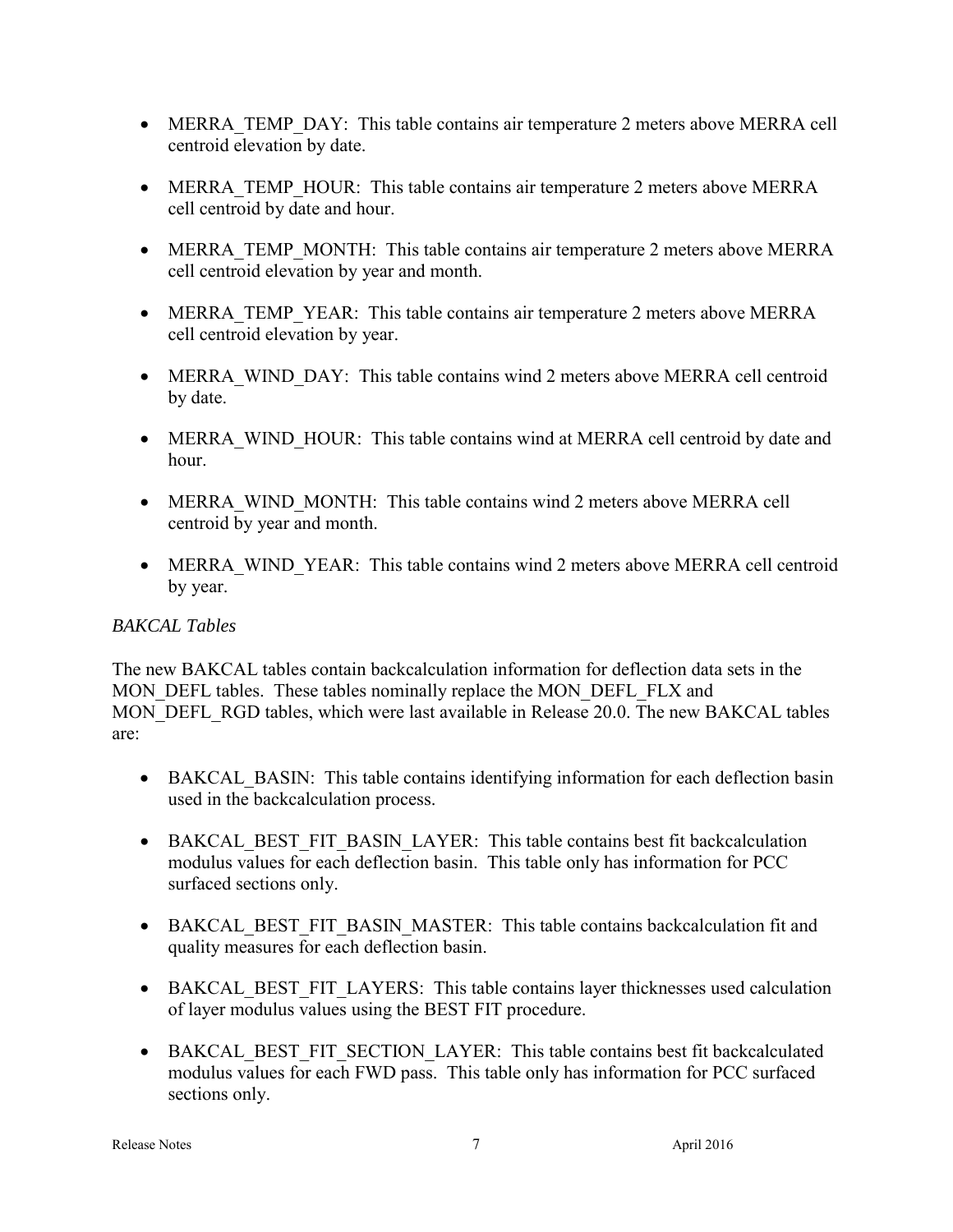- MERRA_TEMP_DAY: This table contains air temperature 2 meters above MERRA cell centroid elevation by date.

- MERRA_TEMP_HOUR: This table contains air temperature 2 meters above MERRA cell centroid by date and hour.

- MERRA_TEMP_MONTH: This table contains air temperature 2 meters above MERRA cell centroid elevation by year and month.

- MERRA_TEMP_YEAR: This table contains air temperature 2 meters above MERRA cell centroid elevation by year.

- MERRA_WIND_DAY: This table contains wind 2 meters above MERRA cell centroid by date.

- MERRA_WIND_HOUR: This table contains wind at MERRA cell centroid by date and hour.

- MERRA_WIND_MONTH: This table contains wind 2 meters above MERRA cell centroid by year and month.

- MERRA_WIND_YEAR: This table contains wind 2 meters above MERRA cell centroid by year.

*BAKCAL Tables*

The new BAKCAL tables contain backcalculation information for deflection data sets in the MON_DEFL tables. These tables nominally replace the MON_DEFL_FLX and MON_DEFL_RGD tables, which were last available in Release 20.0. The new BAKCAL tables are:

- BAKCAL_BASIN: This table contains identifying information for each deflection basin used in the backcalculation process.

- BAKCAL_BEST_FIT_BASIN_LAYER: This table contains best fit backcalculation modulus values for each deflection basin. This table only has information for PCC surfaced sections only.

- BAKCAL_BEST_FIT_BASIN_MASTER: This table contains backcalculation fit and quality measures for each deflection basin.

- BAKCAL_BEST_FIT_LAYERS: This table contains layer thicknesses used calculation of layer modulus values using the BEST FIT procedure.

- BAKCAL_BEST_FIT_SECTION_LAYER: This table contains best fit backcalculated modulus values for each FWD pass. This table only has information for PCC surfaced sections only.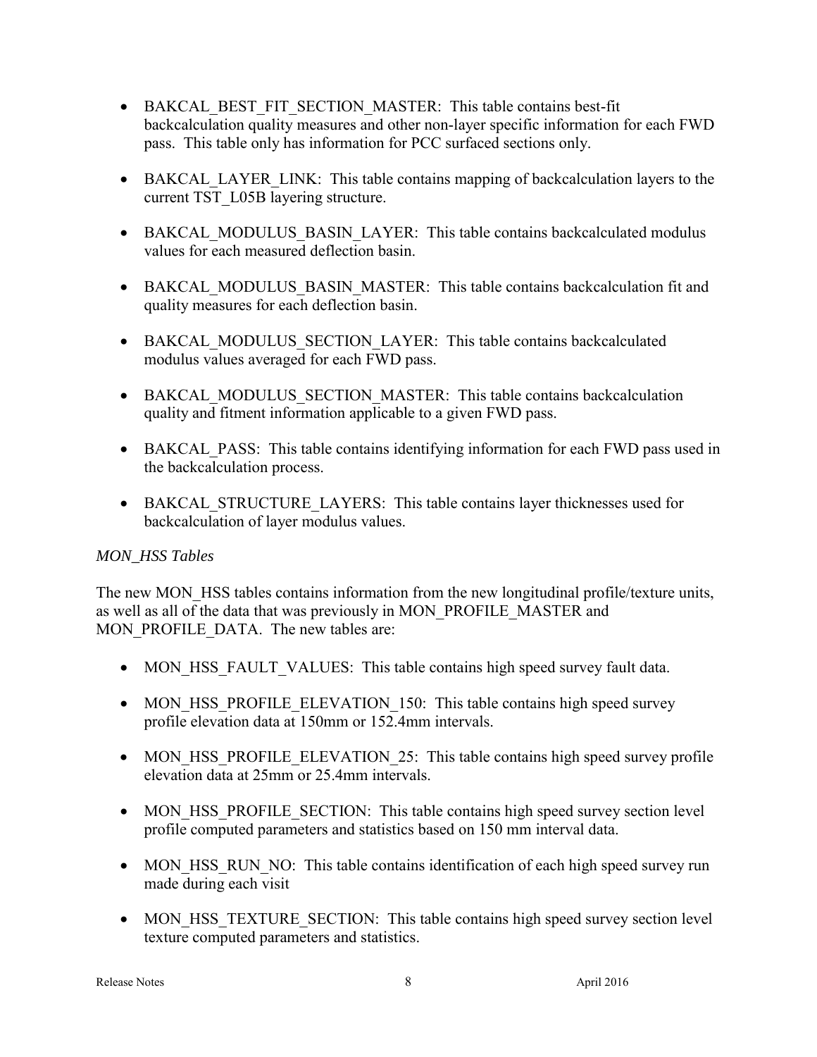- BAKCAL_BEST_FIT_SECTION_MASTER: This table contains best-fit backcalculation quality measures and other non-layer specific information for each FWD pass. This table only has information for PCC surfaced sections only.

- BAKCAL_LAYER_LINK: This table contains mapping of backcalculation layers to the current TST_L05B layering structure.

- BAKCAL_MODULUS_BASIN_LAYER: This table contains backcalculated modulus values for each measured deflection basin.

- BAKCAL_MODULUS_BASIN_MASTER: This table contains backcalculation fit and quality measures for each deflection basin.

- BAKCAL_MODULUS_SECTION_LAYER: This table contains backcalculated modulus values averaged for each FWD pass.

- BAKCAL_MODULUS_SECTION_MASTER: This table contains backcalculation quality and fitment information applicable to a given FWD pass.

- BAKCAL_PASS: This table contains identifying information for each FWD pass used in the backcalculation process.

- BAKCAL_STRUCTURE_LAYERS: This table contains layer thicknesses used for backcalculation of layer modulus values.

*MON_HSS Tables*

The new MON_HSS tables contains information from the new longitudinal profile/texture units, as well as all of the data that was previously in MON_PROFILE_MASTER and MON_PROFILE_DATA. The new tables are:

- MON_HSS_FAULT_VALUES: This table contains high speed survey fault data.

- MON_HSS_PROFILE_ELEVATION_150: This table contains high speed survey profile elevation data at 150mm or 152.4mm intervals.

- MON_HSS_PROFILE_ELEVATION_25: This table contains high speed survey profile elevation data at 25mm or 25.4mm intervals.

- MON_HSS_PROFILE_SECTION: This table contains high speed survey section level profile computed parameters and statistics based on 150 mm interval data.

- MON_HSS_RUN_NO: This table contains identification of each high speed survey run made during each visit

- MON_HSS_TEXTURE_SECTION: This table contains high speed survey section level texture computed parameters and statistics.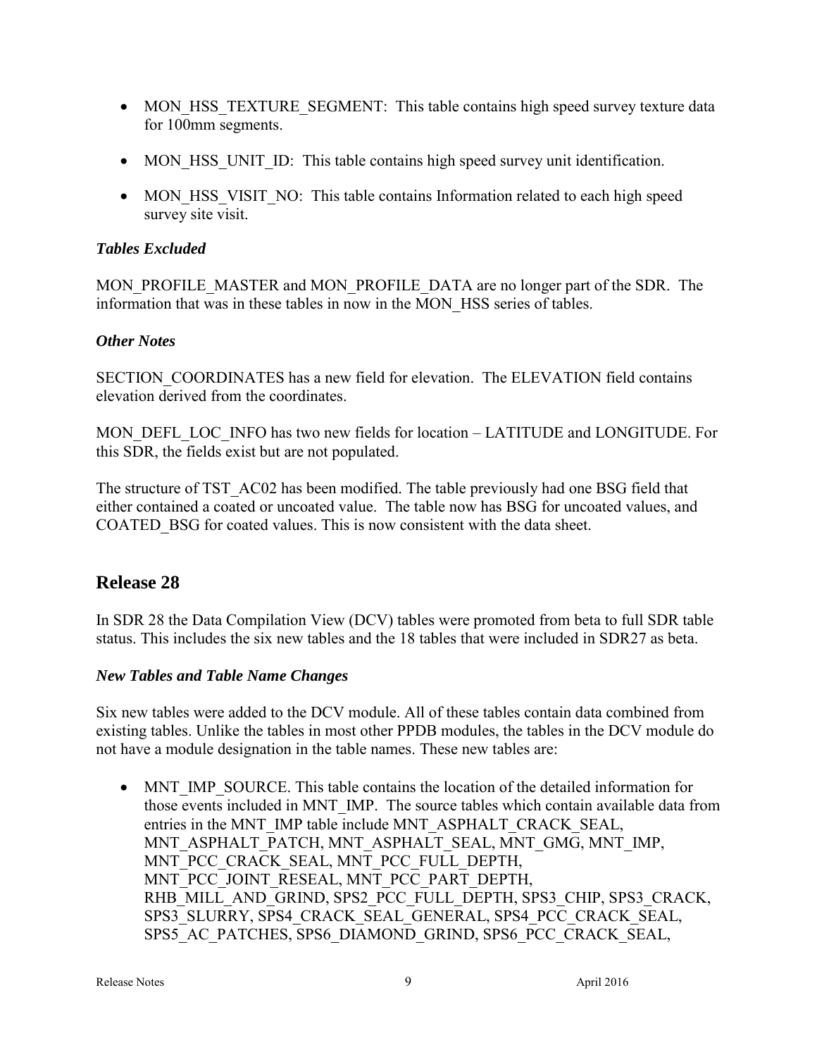- MON_HSS_TEXTURE_SEGMENT: This table contains high speed survey texture data for 100mm segments.

- MON_HSS_UNIT_ID: This table contains high speed survey unit identification.

- MON_HSS_VISIT_NO: This table contains Information related to each high speed survey site visit.

### *Tables Excluded*

MON_PROFILE_MASTER and MON_PROFILE_DATA are no longer part of the SDR. The information that was in these tables in now in the MON_HSS series of tables.

### *Other Notes*

SECTION_COORDINATES has a new field for elevation. The ELEVATION field contains elevation derived from the coordinates.

MON_DEFL_LOC_INFO has two new fields for location – LATITUDE and LONGITUDE. For this SDR, the fields exist but are not populated.

The structure of TST_AC02 has been modified. The table previously had one BSG field that either contained a coated or uncoated value. The table now has BSG for uncoated values, and COATED_BSG for coated values. This is now consistent with the data sheet.

## Release 28

In SDR 28 the Data Compilation View (DCV) tables were promoted from beta to full SDR table status. This includes the six new tables and the 18 tables that were included in SDR27 as beta.

### *New Tables and Table Name Changes*

Six new tables were added to the DCV module. All of these tables contain data combined from existing tables. Unlike the tables in most other PPDB modules, the tables in the DCV module do not have a module designation in the table names. These new tables are:

- MNT_IMP_SOURCE. This table contains the location of the detailed information for those events included in MNT_IMP. The source tables which contain available data from entries in the MNT_IMP table include MNT_ASPHALT_CRACK_SEAL, MNT_ASPHALT_PATCH, MNT_ASPHALT_SEAL, MNT_GMG, MNT_IMP, MNT_PCC_CRACK_SEAL, MNT_PCC_FULL_DEPTH, MNT_PCC_JOINT_RESEAL, MNT_PCC_PART_DEPTH, RHB_MILL_AND_GRIND, SPS2_PCC_FULL_DEPTH, SPS3_CHIP, SPS3_CRACK, SPS3_SLURRY, SPS4_CRACK_SEAL_GENERAL, SPS4_PCC_CRACK_SEAL, SPS5_AC_PATCHES, SPS6_DIAMOND_GRIND, SPS6_PCC_CRACK_SEAL,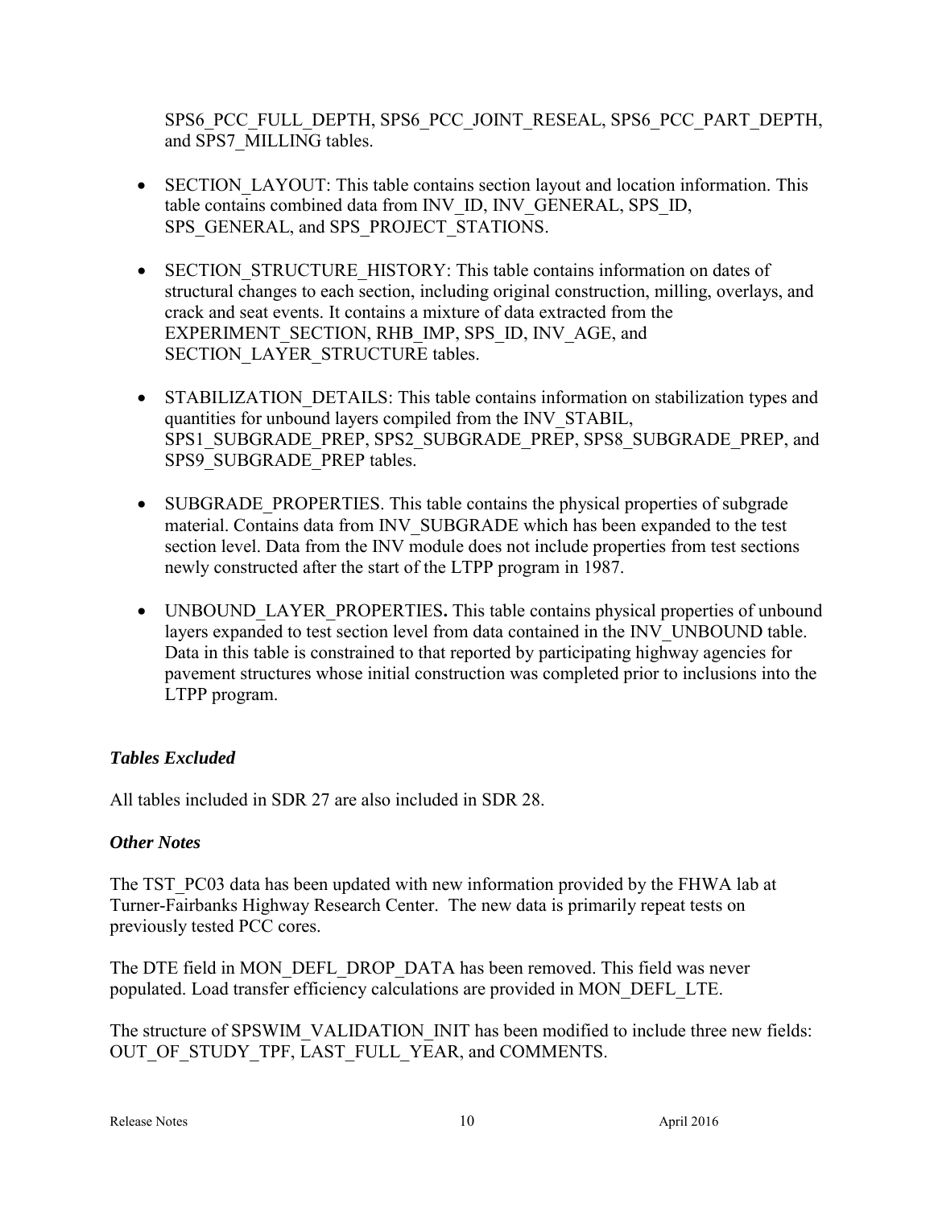SPS6_PCC_FULL_DEPTH, SPS6_PCC_JOINT_RESEAL, SPS6_PCC_PART_DEPTH, and SPS7_MILLING tables.

- SECTION_LAYOUT: This table contains section layout and location information. This table contains combined data from INV_ID, INV_GENERAL, SPS_ID, SPS_GENERAL, and SPS_PROJECT_STATIONS.

- SECTION_STRUCTURE_HISTORY: This table contains information on dates of structural changes to each section, including original construction, milling, overlays, and crack and seat events. It contains a mixture of data extracted from the EXPERIMENT_SECTION, RHB_IMP, SPS_ID, INV_AGE, and SECTION_LAYER_STRUCTURE tables.

- STABILIZATION_DETAILS: This table contains information on stabilization types and quantities for unbound layers compiled from the INV_STABIL, SPS1_SUBGRADE_PREP, SPS2_SUBGRADE_PREP, SPS8_SUBGRADE_PREP, and SPS9_SUBGRADE_PREP tables.

- SUBGRADE_PROPERTIES. This table contains the physical properties of subgrade material. Contains data from INV_SUBGRADE which has been expanded to the test section level. Data from the INV module does not include properties from test sections newly constructed after the start of the LTPP program in 1987.

- UNBOUND_LAYER_PROPERTIES**.** This table contains physical properties of unbound layers expanded to test section level from data contained in the INV_UNBOUND table. Data in this table is constrained to that reported by participating highway agencies for pavement structures whose initial construction was completed prior to inclusions into the LTPP program.

### *Tables Excluded*

All tables included in SDR 27 are also included in SDR 28.

### *Other Notes*

The TST_PC03 data has been updated with new information provided by the FHWA lab at Turner-Fairbanks Highway Research Center. The new data is primarily repeat tests on previously tested PCC cores.

The DTE field in MON_DEFL_DROP_DATA has been removed. This field was never populated. Load transfer efficiency calculations are provided in MON_DEFL_LTE.

The structure of SPSWIM_VALIDATION_INIT has been modified to include three new fields: OUT_OF_STUDY_TPF, LAST_FULL_YEAR, and COMMENTS.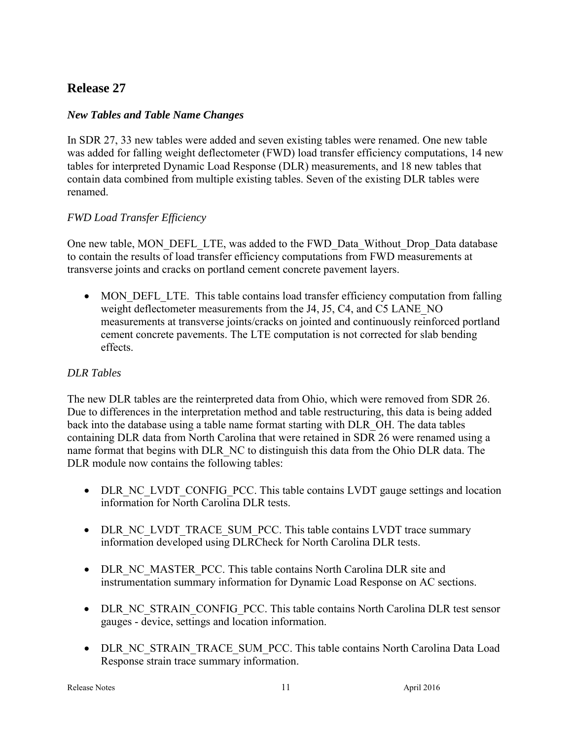## Release 27

### *New Tables and Table Name Changes*

In SDR 27, 33 new tables were added and seven existing tables were renamed. One new table was added for falling weight deflectometer (FWD) load transfer efficiency computations, 14 new tables for interpreted Dynamic Load Response (DLR) measurements, and 18 new tables that contain data combined from multiple existing tables. Seven of the existing DLR tables were renamed.

*FWD Load Transfer Efficiency*

One new table, MON_DEFL_LTE, was added to the FWD_Data_Without_Drop_Data database to contain the results of load transfer efficiency computations from FWD measurements at transverse joints and cracks on portland cement concrete pavement layers.

- MON_DEFL_LTE. This table contains load transfer efficiency computation from falling weight deflectometer measurements from the J4, J5, C4, and C5 LANE_NO measurements at transverse joints/cracks on jointed and continuously reinforced portland cement concrete pavements. The LTE computation is not corrected for slab bending effects.

*DLR Tables*

The new DLR tables are the reinterpreted data from Ohio, which were removed from SDR 26. Due to differences in the interpretation method and table restructuring, this data is being added back into the database using a table name format starting with DLR_OH. The data tables containing DLR data from North Carolina that were retained in SDR 26 were renamed using a name format that begins with DLR_NC to distinguish this data from the Ohio DLR data. The DLR module now contains the following tables:

- DLR_NC_LVDT_CONFIG_PCC. This table contains LVDT gauge settings and location information for North Carolina DLR tests.

- DLR_NC_LVDT_TRACE_SUM_PCC. This table contains LVDT trace summary information developed using DLRCheck for North Carolina DLR tests.

- DLR_NC_MASTER_PCC. This table contains North Carolina DLR site and instrumentation summary information for Dynamic Load Response on AC sections.

- DLR_NC_STRAIN_CONFIG_PCC. This table contains North Carolina DLR test sensor gauges - device, settings and location information.

- DLR_NC_STRAIN_TRACE_SUM_PCC. This table contains North Carolina Data Load Response strain trace summary information.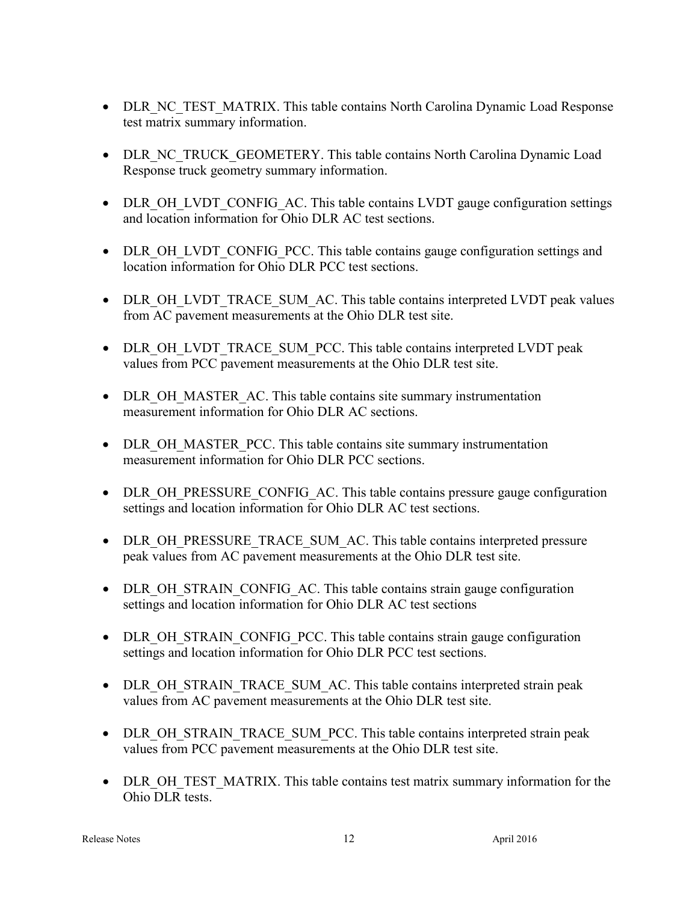- DLR_NC_TEST_MATRIX. This table contains North Carolina Dynamic Load Response test matrix summary information.

- DLR_NC_TRUCK_GEOMETERY. This table contains North Carolina Dynamic Load Response truck geometry summary information.

- DLR_OH_LVDT_CONFIG_AC. This table contains LVDT gauge configuration settings and location information for Ohio DLR AC test sections.

- DLR_OH_LVDT_CONFIG_PCC. This table contains gauge configuration settings and location information for Ohio DLR PCC test sections.

- DLR_OH_LVDT_TRACE_SUM_AC. This table contains interpreted LVDT peak values from AC pavement measurements at the Ohio DLR test site.

- DLR_OH_LVDT_TRACE_SUM_PCC. This table contains interpreted LVDT peak values from PCC pavement measurements at the Ohio DLR test site.

- DLR_OH_MASTER_AC. This table contains site summary instrumentation measurement information for Ohio DLR AC sections.

- DLR_OH_MASTER_PCC. This table contains site summary instrumentation measurement information for Ohio DLR PCC sections.

- DLR_OH_PRESSURE_CONFIG_AC. This table contains pressure gauge configuration settings and location information for Ohio DLR AC test sections.

- DLR_OH_PRESSURE_TRACE_SUM_AC. This table contains interpreted pressure peak values from AC pavement measurements at the Ohio DLR test site.

- DLR_OH_STRAIN_CONFIG_AC. This table contains strain gauge configuration settings and location information for Ohio DLR AC test sections

- DLR_OH_STRAIN_CONFIG_PCC. This table contains strain gauge configuration settings and location information for Ohio DLR PCC test sections.

- DLR_OH_STRAIN_TRACE_SUM_AC. This table contains interpreted strain peak values from AC pavement measurements at the Ohio DLR test site.

- DLR_OH_STRAIN_TRACE_SUM_PCC. This table contains interpreted strain peak values from PCC pavement measurements at the Ohio DLR test site.

- DLR_OH_TEST_MATRIX. This table contains test matrix summary information for the Ohio DLR tests.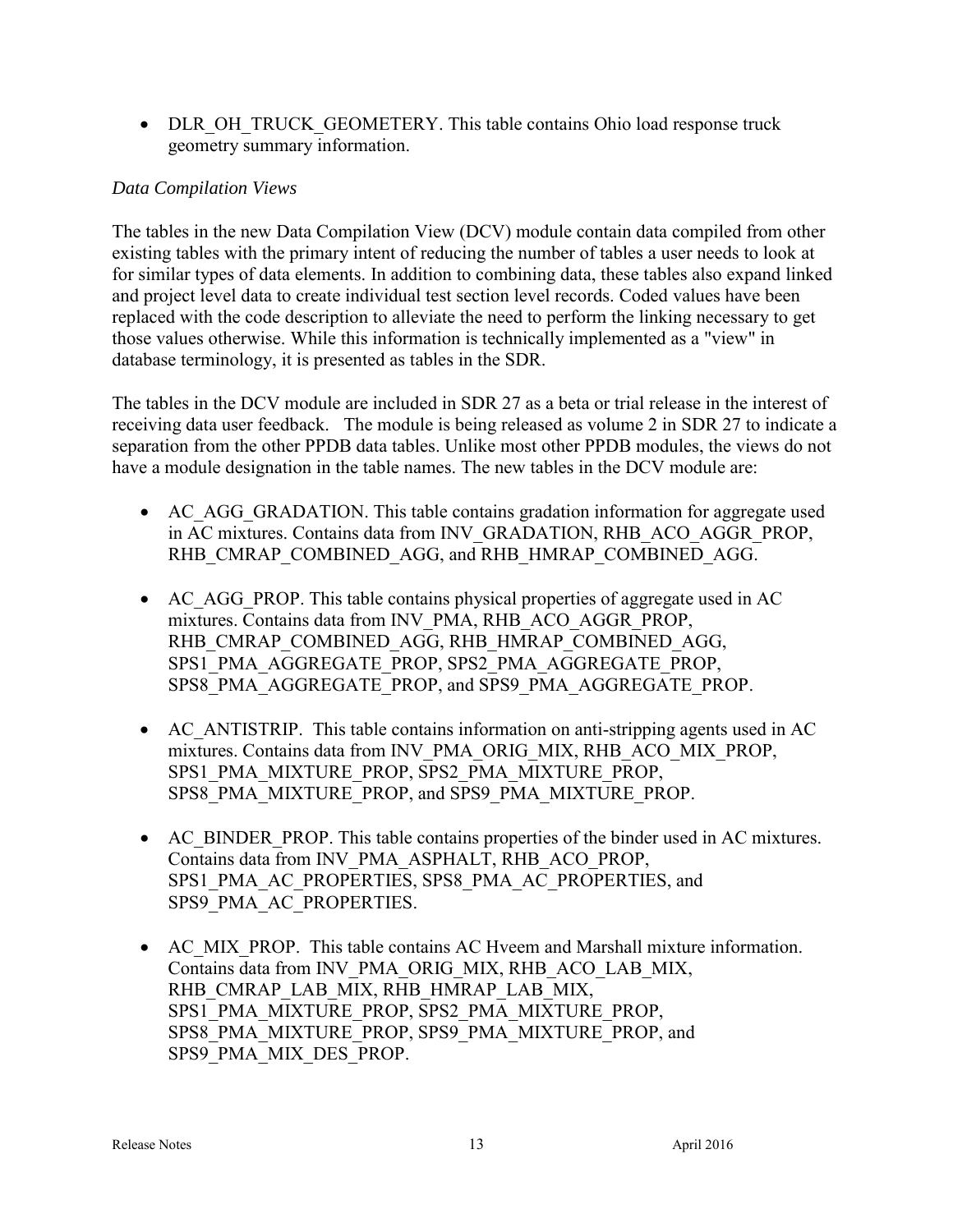- DLR_OH_TRUCK_GEOMETERY. This table contains Ohio load response truck geometry summary information.

*Data Compilation Views*

The tables in the new Data Compilation View (DCV) module contain data compiled from other existing tables with the primary intent of reducing the number of tables a user needs to look at for similar types of data elements. In addition to combining data, these tables also expand linked and project level data to create individual test section level records. Coded values have been replaced with the code description to alleviate the need to perform the linking necessary to get those values otherwise. While this information is technically implemented as a "view" in database terminology, it is presented as tables in the SDR.

The tables in the DCV module are included in SDR 27 as a beta or trial release in the interest of receiving data user feedback. The module is being released as volume 2 in SDR 27 to indicate a separation from the other PPDB data tables. Unlike most other PPDB modules, the views do not have a module designation in the table names. The new tables in the DCV module are:

- AC_AGG_GRADATION. This table contains gradation information for aggregate used in AC mixtures. Contains data from INV_GRADATION, RHB_ACO_AGGR_PROP, RHB_CMRAP_COMBINED_AGG, and RHB_HMRAP_COMBINED_AGG.

- AC_AGG_PROP. This table contains physical properties of aggregate used in AC mixtures. Contains data from INV_PMA, RHB_ACO_AGGR_PROP, RHB_CMRAP_COMBINED_AGG, RHB_HMRAP_COMBINED_AGG, SPS1_PMA_AGGREGATE_PROP, SPS2_PMA_AGGREGATE_PROP, SPS8_PMA_AGGREGATE_PROP, and SPS9_PMA_AGGREGATE_PROP.

- AC_ANTISTRIP. This table contains information on anti-stripping agents used in AC mixtures. Contains data from INV_PMA_ORIG_MIX, RHB_ACO_MIX_PROP, SPS1_PMA_MIXTURE_PROP, SPS2_PMA_MIXTURE_PROP, SPS8_PMA_MIXTURE_PROP, and SPS9_PMA_MIXTURE_PROP.

- AC_BINDER_PROP. This table contains properties of the binder used in AC mixtures. Contains data from INV_PMA_ASPHALT, RHB_ACO_PROP, SPS1_PMA_AC_PROPERTIES, SPS8_PMA_AC_PROPERTIES, and SPS9_PMA_AC_PROPERTIES.

- AC_MIX_PROP. This table contains AC Hveem and Marshall mixture information. Contains data from INV_PMA_ORIG_MIX, RHB_ACO_LAB_MIX, RHB_CMRAP_LAB_MIX, RHB_HMRAP_LAB_MIX, SPS1_PMA_MIXTURE_PROP, SPS2_PMA_MIXTURE_PROP, SPS8_PMA_MIXTURE_PROP, SPS9_PMA_MIXTURE_PROP, and SPS9_PMA_MIX_DES_PROP.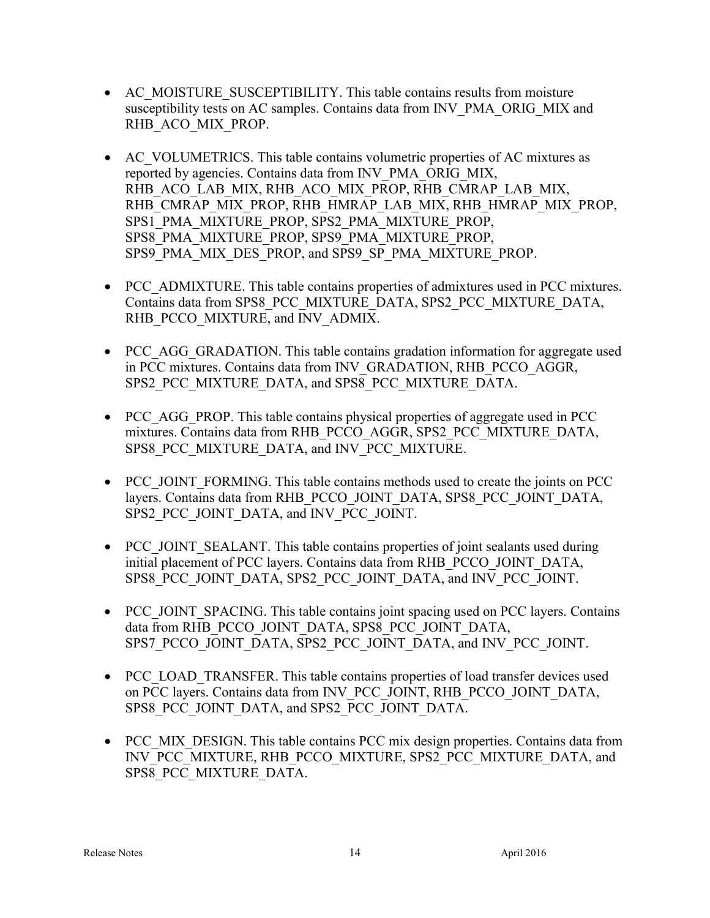- AC_MOISTURE_SUSCEPTIBILITY. This table contains results from moisture susceptibility tests on AC samples. Contains data from INV_PMA_ORIG_MIX and RHB_ACO_MIX_PROP.

- AC_VOLUMETRICS. This table contains volumetric properties of AC mixtures as reported by agencies. Contains data from INV_PMA_ORIG_MIX, RHB_ACO_LAB_MIX, RHB_ACO_MIX_PROP, RHB_CMRAP_LAB_MIX, RHB_CMRAP_MIX_PROP, RHB_HMRAP_LAB_MIX, RHB_HMRAP_MIX_PROP, SPS1_PMA_MIXTURE_PROP, SPS2_PMA_MIXTURE_PROP, SPS8_PMA_MIXTURE_PROP, SPS9_PMA_MIXTURE_PROP, SPS9_PMA_MIX_DES_PROP, and SPS9_SP_PMA_MIXTURE_PROP.

- PCC_ADMIXTURE. This table contains properties of admixtures used in PCC mixtures. Contains data from SPS8_PCC_MIXTURE_DATA, SPS2_PCC_MIXTURE_DATA, RHB_PCCO_MIXTURE, and INV_ADMIX.

- PCC_AGG_GRADATION. This table contains gradation information for aggregate used in PCC mixtures. Contains data from INV_GRADATION, RHB_PCCO_AGGR, SPS2_PCC_MIXTURE_DATA, and SPS8_PCC_MIXTURE_DATA.

- PCC_AGG_PROP. This table contains physical properties of aggregate used in PCC mixtures. Contains data from RHB_PCCO_AGGR, SPS2_PCC_MIXTURE_DATA, SPS8_PCC_MIXTURE_DATA, and INV_PCC_MIXTURE.

- PCC_JOINT_FORMING. This table contains methods used to create the joints on PCC layers. Contains data from RHB_PCCO_JOINT_DATA, SPS8_PCC_JOINT_DATA, SPS2_PCC_JOINT_DATA, and INV_PCC_JOINT.

- PCC_JOINT_SEALANT. This table contains properties of joint sealants used during initial placement of PCC layers. Contains data from RHB_PCCO_JOINT_DATA, SPS8_PCC_JOINT_DATA, SPS2_PCC_JOINT_DATA, and INV_PCC_JOINT.

- PCC_JOINT_SPACING. This table contains joint spacing used on PCC layers. Contains data from RHB_PCCO_JOINT_DATA, SPS8_PCC_JOINT_DATA, SPS7_PCCO_JOINT_DATA, SPS2_PCC_JOINT_DATA, and INV_PCC_JOINT.

- PCC_LOAD_TRANSFER. This table contains properties of load transfer devices used on PCC layers. Contains data from INV_PCC_JOINT, RHB_PCCO_JOINT_DATA, SPS8_PCC_JOINT_DATA, and SPS2_PCC_JOINT_DATA.

- PCC_MIX_DESIGN. This table contains PCC mix design properties. Contains data from INV_PCC_MIXTURE, RHB_PCCO_MIXTURE, SPS2_PCC_MIXTURE_DATA, and SPS8_PCC_MIXTURE_DATA.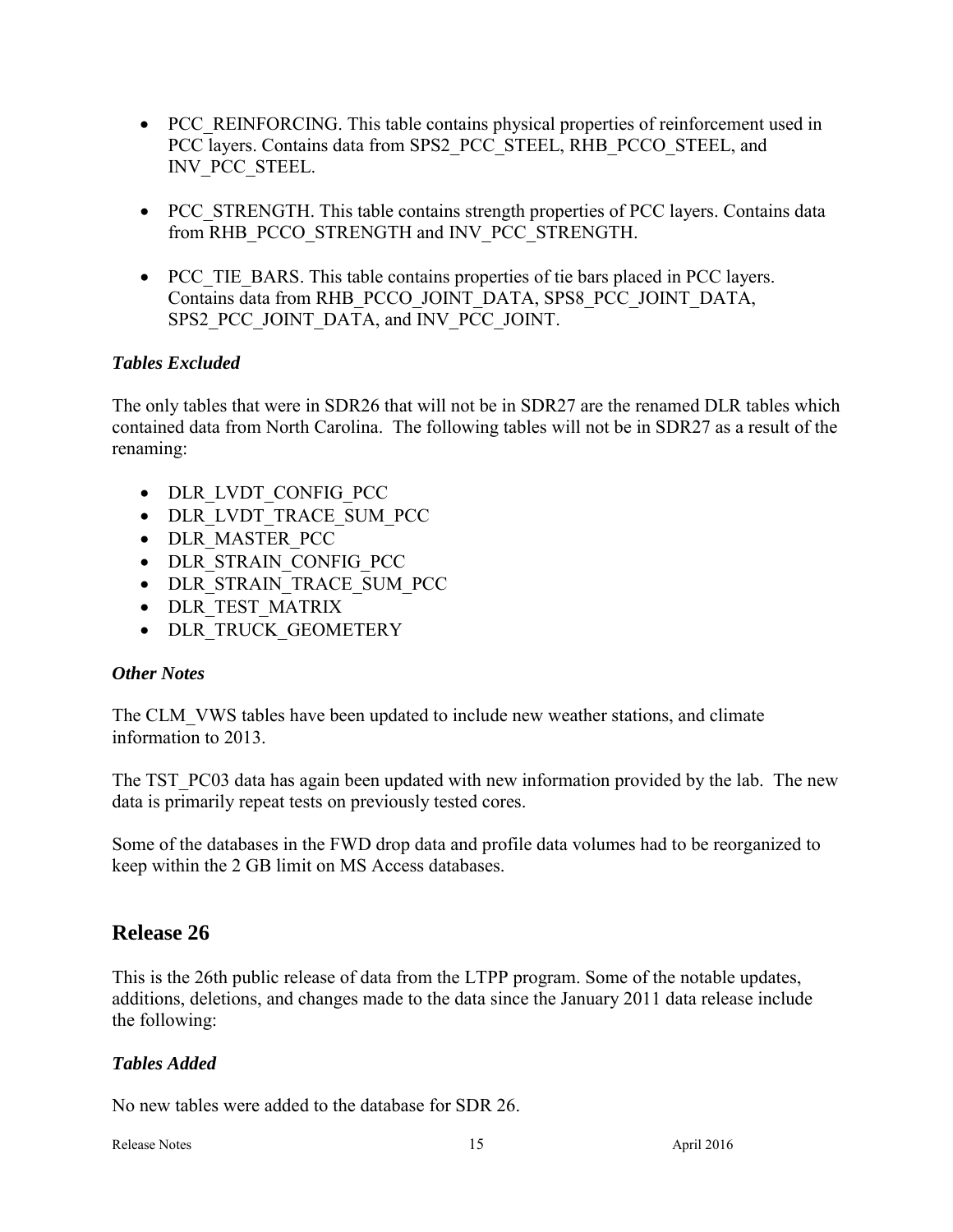- PCC_REINFORCING. This table contains physical properties of reinforcement used in PCC layers. Contains data from SPS2_PCC_STEEL, RHB_PCCO_STEEL, and INV_PCC_STEEL.

- PCC_STRENGTH. This table contains strength properties of PCC layers. Contains data from RHB_PCCO_STRENGTH and INV_PCC_STRENGTH.

- PCC_TIE_BARS. This table contains properties of tie bars placed in PCC layers. Contains data from RHB_PCCO_JOINT_DATA, SPS8_PCC_JOINT_DATA, SPS2_PCC_JOINT_DATA, and INV_PCC_JOINT.

### *Tables Excluded*

The only tables that were in SDR26 that will not be in SDR27 are the renamed DLR tables which contained data from North Carolina. The following tables will not be in SDR27 as a result of the renaming:

- DLR_LVDT_CONFIG_PCC
- DLR_LVDT_TRACE_SUM_PCC
- DLR_MASTER_PCC
- DLR_STRAIN_CONFIG_PCC
- DLR_STRAIN_TRACE_SUM_PCC
- DLR_TEST_MATRIX
- DLR_TRUCK_GEOMETERY

### *Other Notes*

The CLM_VWS tables have been updated to include new weather stations, and climate information to 2013.

The TST_PC03 data has again been updated with new information provided by the lab. The new data is primarily repeat tests on previously tested cores.

Some of the databases in the FWD drop data and profile data volumes had to be reorganized to keep within the 2 GB limit on MS Access databases.

## Release 26

This is the 26th public release of data from the LTPP program. Some of the notable updates, additions, deletions, and changes made to the data since the January 2011 data release include the following:

### *Tables Added*

No new tables were added to the database for SDR 26.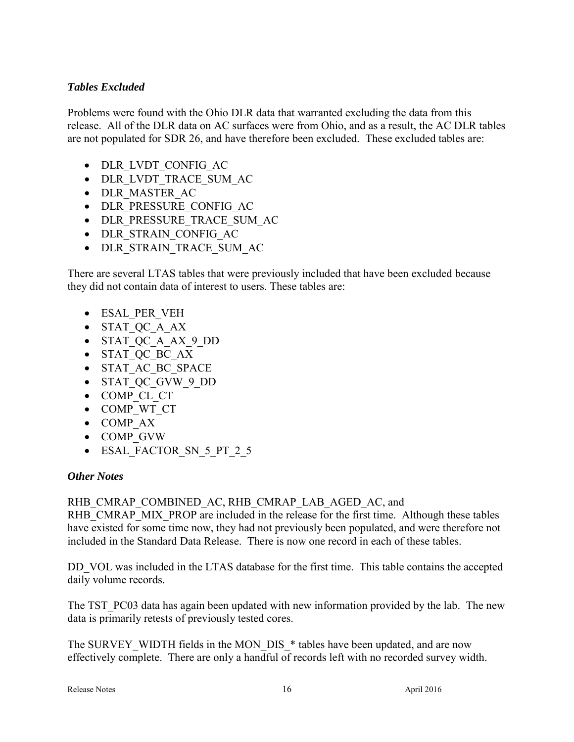### *Tables Excluded*

Problems were found with the Ohio DLR data that warranted excluding the data from this release. All of the DLR data on AC surfaces were from Ohio, and as a result, the AC DLR tables are not populated for SDR 26, and have therefore been excluded. These excluded tables are:

- DLR_LVDT_CONFIG_AC
- DLR_LVDT_TRACE_SUM_AC
- DLR_MASTER_AC
- DLR_PRESSURE_CONFIG_AC
- DLR_PRESSURE_TRACE_SUM_AC
- DLR_STRAIN_CONFIG_AC
- DLR_STRAIN_TRACE_SUM_AC

There are several LTAS tables that were previously included that have been excluded because they did not contain data of interest to users. These tables are:

- ESAL_PER_VEH
- STAT_QC_A_AX
- STAT_QC_A_AX_9_DD
- STAT_QC_BC_AX
- STAT_AC_BC_SPACE
- STAT_QC_GVW_9_DD
- COMP_CL_CT
- COMP_WT_CT
- COMP_AX
- COMP_GVW
- ESAL_FACTOR_SN_5_PT_2_5

### *Other Notes*

RHB_CMRAP_COMBINED_AC, RHB_CMRAP_LAB_AGED_AC, and RHB_CMRAP_MIX_PROP are included in the release for the first time. Although these tables have existed for some time now, they had not previously been populated, and were therefore not included in the Standard Data Release. There is now one record in each of these tables.

DD_VOL was included in the LTAS database for the first time. This table contains the accepted daily volume records.

The TST_PC03 data has again been updated with new information provided by the lab. The new data is primarily retests of previously tested cores.

The SURVEY_WIDTH fields in the MON_DIS_* tables have been updated, and are now effectively complete. There are only a handful of records left with no recorded survey width.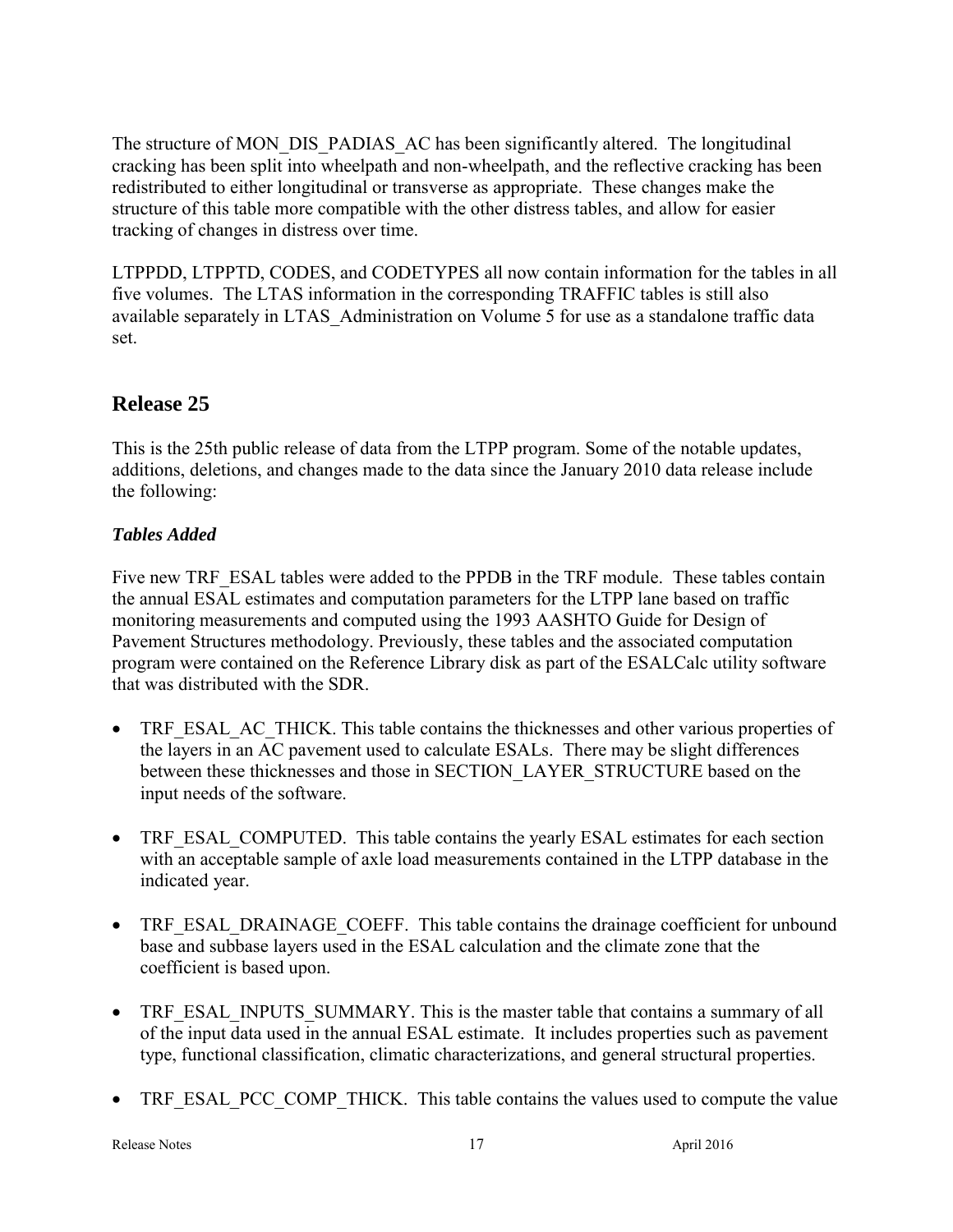The structure of MON_DIS_PADIAS_AC has been significantly altered. The longitudinal cracking has been split into wheelpath and non-wheelpath, and the reflective cracking has been redistributed to either longitudinal or transverse as appropriate. These changes make the structure of this table more compatible with the other distress tables, and allow for easier tracking of changes in distress over time.

LTPPDD, LTPPTD, CODES, and CODETYPES all now contain information for the tables in all five volumes. The LTAS information in the corresponding TRAFFIC tables is still also available separately in LTAS_Administration on Volume 5 for use as a standalone traffic data set.

## Release 25

This is the 25th public release of data from the LTPP program. Some of the notable updates, additions, deletions, and changes made to the data since the January 2010 data release include the following:

### *Tables Added*

Five new TRF_ESAL tables were added to the PPDB in the TRF module. These tables contain the annual ESAL estimates and computation parameters for the LTPP lane based on traffic monitoring measurements and computed using the 1993 AASHTO Guide for Design of Pavement Structures methodology. Previously, these tables and the associated computation program were contained on the Reference Library disk as part of the ESALCalc utility software that was distributed with the SDR.

- TRF_ESAL_AC_THICK. This table contains the thicknesses and other various properties of the layers in an AC pavement used to calculate ESALs. There may be slight differences between these thicknesses and those in SECTION_LAYER_STRUCTURE based on the input needs of the software.

- TRF_ESAL_COMPUTED. This table contains the yearly ESAL estimates for each section with an acceptable sample of axle load measurements contained in the LTPP database in the indicated year.

- TRF_ESAL_DRAINAGE_COEFF. This table contains the drainage coefficient for unbound base and subbase layers used in the ESAL calculation and the climate zone that the coefficient is based upon.

- TRF_ESAL_INPUTS_SUMMARY. This is the master table that contains a summary of all of the input data used in the annual ESAL estimate. It includes properties such as pavement type, functional classification, climatic characterizations, and general structural properties.

- TRF_ESAL_PCC_COMP_THICK. This table contains the values used to compute the value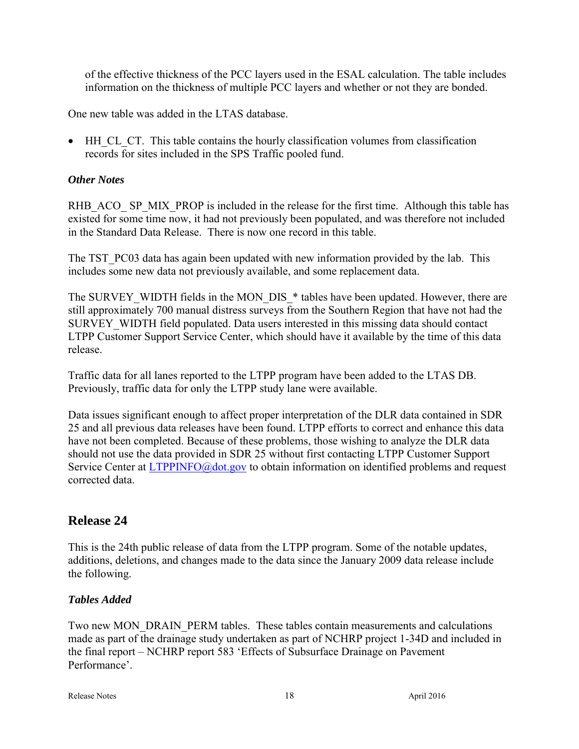of the effective thickness of the PCC layers used in the ESAL calculation. The table includes information on the thickness of multiple PCC layers and whether or not they are bonded.

One new table was added in the LTAS database.

- HH_CL_CT. This table contains the hourly classification volumes from classification records for sites included in the SPS Traffic pooled fund.

### *Other Notes*

RHB_ACO_ SP_MIX_PROP is included in the release for the first time. Although this table has existed for some time now, it had not previously been populated, and was therefore not included in the Standard Data Release. There is now one record in this table.

The TST_PC03 data has again been updated with new information provided by the lab. This includes some new data not previously available, and some replacement data.

The SURVEY_WIDTH fields in the MON_DIS_* tables have been updated. However, there are still approximately 700 manual distress surveys from the Southern Region that have not had the SURVEY_WIDTH field populated. Data users interested in this missing data should contact LTPP Customer Support Service Center, which should have it available by the time of this data release.

Traffic data for all lanes reported to the LTPP program have been added to the LTAS DB. Previously, traffic data for only the LTPP study lane were available.

Data issues significant enough to affect proper interpretation of the DLR data contained in SDR 25 and all previous data releases have been found. LTPP efforts to correct and enhance this data have not been completed. Because of these problems, those wishing to analyze the DLR data should not use the data provided in SDR 25 without first contacting LTPP Customer Support Service Center at LTPPINFO@dot.gov to obtain information on identified problems and request corrected data.

## Release 24

This is the 24th public release of data from the LTPP program. Some of the notable updates, additions, deletions, and changes made to the data since the January 2009 data release include the following.

### *Tables Added*

Two new MON_DRAIN_PERM tables. These tables contain measurements and calculations made as part of the drainage study undertaken as part of NCHRP project 1-34D and included in the final report – NCHRP report 583 'Effects of Subsurface Drainage on Pavement Performance'.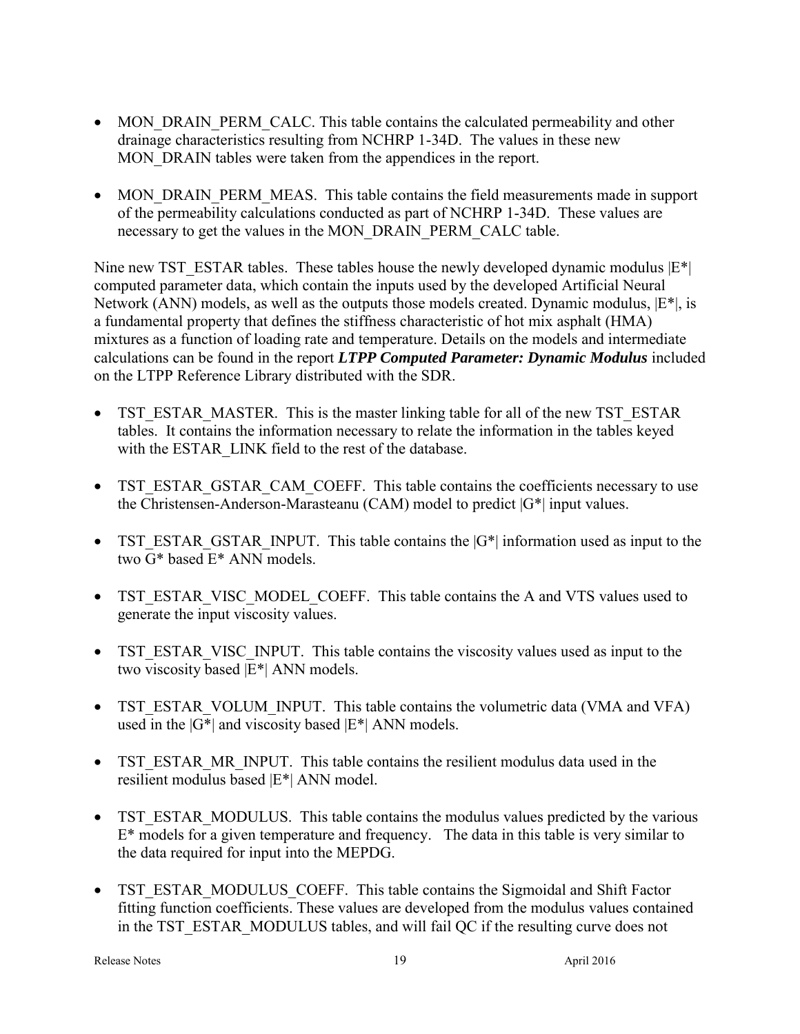- MON_DRAIN_PERM_CALC. This table contains the calculated permeability and other drainage characteristics resulting from NCHRP 1-34D. The values in these new MON_DRAIN tables were taken from the appendices in the report.

- MON_DRAIN_PERM_MEAS. This table contains the field measurements made in support of the permeability calculations conducted as part of NCHRP 1-34D. These values are necessary to get the values in the MON_DRAIN_PERM_CALC table.

Nine new TST_ESTAR tables. These tables house the newly developed dynamic modulus |E*| computed parameter data, which contain the inputs used by the developed Artificial Neural Network (ANN) models, as well as the outputs those models created. Dynamic modulus, |E*|, is a fundamental property that defines the stiffness characteristic of hot mix asphalt (HMA) mixtures as a function of loading rate and temperature. Details on the models and intermediate calculations can be found in the report ***LTPP Computed Parameter: Dynamic Modulus*** included on the LTPP Reference Library distributed with the SDR.

- TST_ESTAR_MASTER. This is the master linking table for all of the new TST_ESTAR tables. It contains the information necessary to relate the information in the tables keyed with the ESTAR_LINK field to the rest of the database.

- TST_ESTAR_GSTAR_CAM_COEFF. This table contains the coefficients necessary to use the Christensen-Anderson-Marasteanu (CAM) model to predict |G*| input values.

- TST_ESTAR_GSTAR_INPUT. This table contains the |G*| information used as input to the two G* based E* ANN models.

- TST_ESTAR_VISC_MODEL_COEFF. This table contains the A and VTS values used to generate the input viscosity values.

- TST_ESTAR_VISC_INPUT. This table contains the viscosity values used as input to the two viscosity based |E*| ANN models.

- TST_ESTAR_VOLUM_INPUT. This table contains the volumetric data (VMA and VFA) used in the |G*| and viscosity based |E*| ANN models.

- TST_ESTAR_MR_INPUT. This table contains the resilient modulus data used in the resilient modulus based |E*| ANN model.

- TST_ESTAR_MODULUS. This table contains the modulus values predicted by the various E* models for a given temperature and frequency. The data in this table is very similar to the data required for input into the MEPDG.

- TST_ESTAR_MODULUS_COEFF. This table contains the Sigmoidal and Shift Factor fitting function coefficients. These values are developed from the modulus values contained in the TST_ESTAR_MODULUS tables, and will fail QC if the resulting curve does not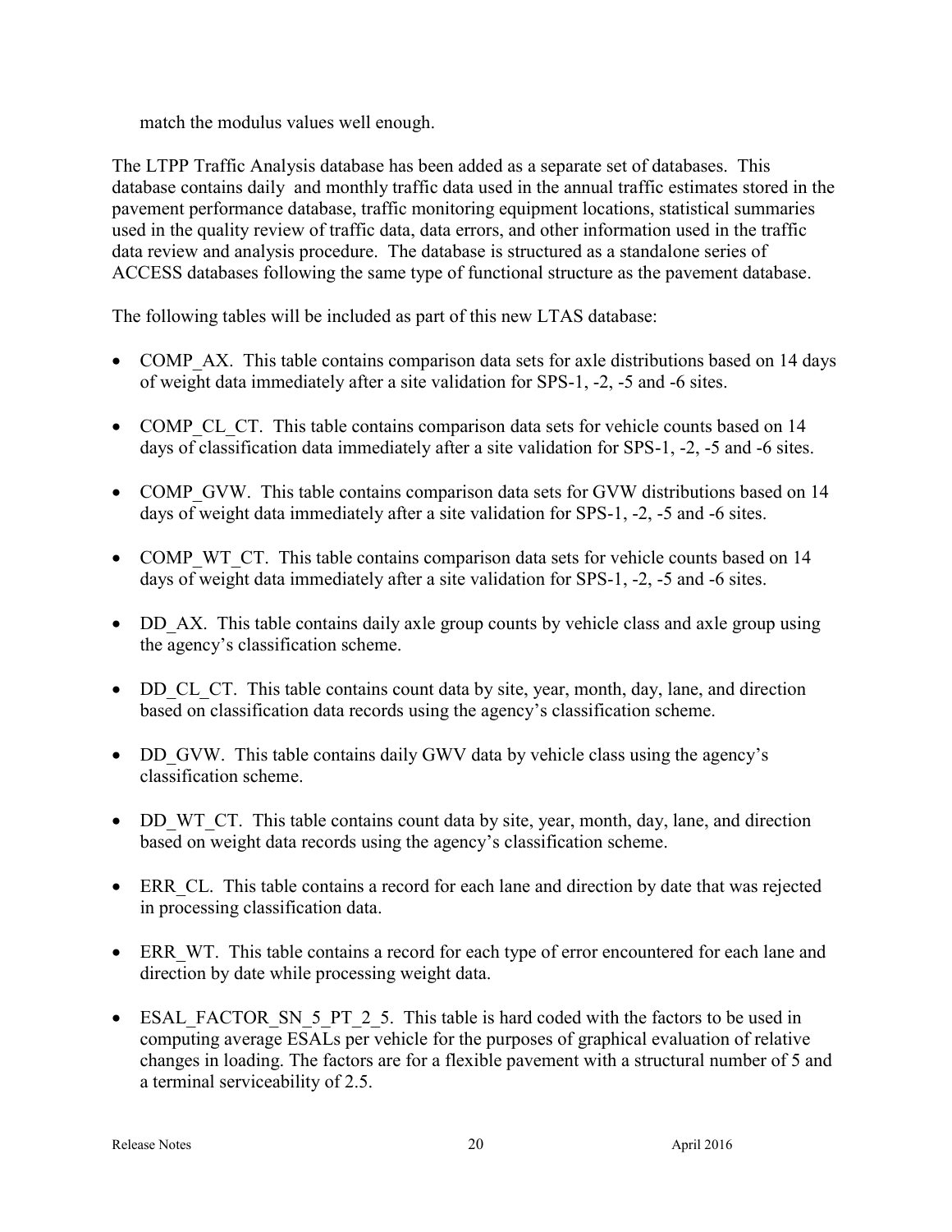match the modulus values well enough.

The LTPP Traffic Analysis database has been added as a separate set of databases. This database contains daily and monthly traffic data used in the annual traffic estimates stored in the pavement performance database, traffic monitoring equipment locations, statistical summaries used in the quality review of traffic data, data errors, and other information used in the traffic data review and analysis procedure. The database is structured as a standalone series of ACCESS databases following the same type of functional structure as the pavement database.

The following tables will be included as part of this new LTAS database:

- COMP_AX. This table contains comparison data sets for axle distributions based on 14 days of weight data immediately after a site validation for SPS-1, -2, -5 and -6 sites.
- COMP_CL_CT. This table contains comparison data sets for vehicle counts based on 14 days of classification data immediately after a site validation for SPS-1, -2, -5 and -6 sites.
- COMP_GVW. This table contains comparison data sets for GVW distributions based on 14 days of weight data immediately after a site validation for SPS-1, -2, -5 and -6 sites.
- COMP_WT_CT. This table contains comparison data sets for vehicle counts based on 14 days of weight data immediately after a site validation for SPS-1, -2, -5 and -6 sites.
- DD_AX. This table contains daily axle group counts by vehicle class and axle group using the agency's classification scheme.
- DD_CL_CT. This table contains count data by site, year, month, day, lane, and direction based on classification data records using the agency's classification scheme.
- DD_GVW. This table contains daily GWV data by vehicle class using the agency's classification scheme.
- DD_WT_CT. This table contains count data by site, year, month, day, lane, and direction based on weight data records using the agency's classification scheme.
- ERR_CL. This table contains a record for each lane and direction by date that was rejected in processing classification data.
- ERR_WT. This table contains a record for each type of error encountered for each lane and direction by date while processing weight data.
- ESAL_FACTOR_SN_5_PT_2_5. This table is hard coded with the factors to be used in computing average ESALs per vehicle for the purposes of graphical evaluation of relative changes in loading. The factors are for a flexible pavement with a structural number of 5 and a terminal serviceability of 2.5.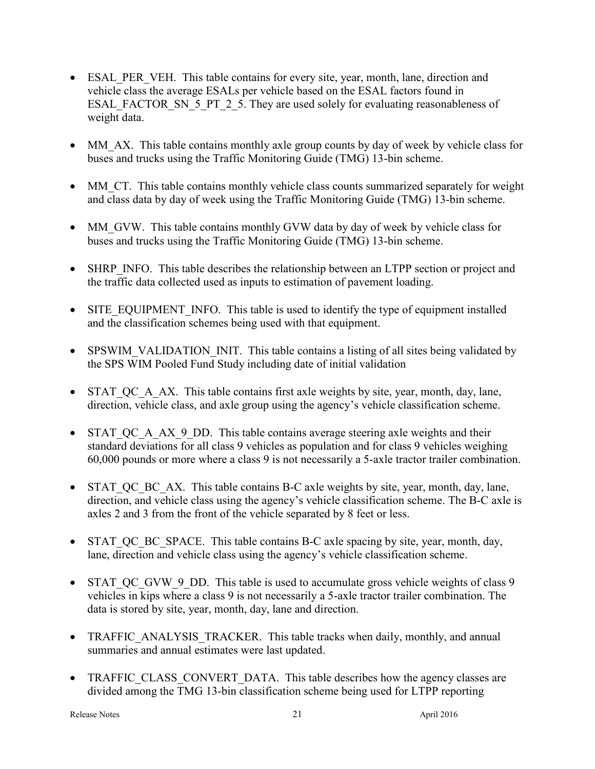- ESAL_PER_VEH. This table contains for every site, year, month, lane, direction and vehicle class the average ESALs per vehicle based on the ESAL factors found in ESAL_FACTOR_SN_5_PT_2_5. They are used solely for evaluating reasonableness of weight data.

- MM_AX. This table contains monthly axle group counts by day of week by vehicle class for buses and trucks using the Traffic Monitoring Guide (TMG) 13-bin scheme.

- MM_CT. This table contains monthly vehicle class counts summarized separately for weight and class data by day of week using the Traffic Monitoring Guide (TMG) 13-bin scheme.

- MM_GVW. This table contains monthly GVW data by day of week by vehicle class for buses and trucks using the Traffic Monitoring Guide (TMG) 13-bin scheme.

- SHRP_INFO. This table describes the relationship between an LTPP section or project and the traffic data collected used as inputs to estimation of pavement loading.

- SITE_EQUIPMENT_INFO. This table is used to identify the type of equipment installed and the classification schemes being used with that equipment.

- SPSWIM_VALIDATION_INIT. This table contains a listing of all sites being validated by the SPS WIM Pooled Fund Study including date of initial validation

- STAT_QC_A_AX. This table contains first axle weights by site, year, month, day, lane, direction, vehicle class, and axle group using the agency's vehicle classification scheme.

- STAT_QC_A_AX_9_DD. This table contains average steering axle weights and their standard deviations for all class 9 vehicles as population and for class 9 vehicles weighing 60,000 pounds or more where a class 9 is not necessarily a 5-axle tractor trailer combination.

- STAT_QC_BC_AX. This table contains B-C axle weights by site, year, month, day, lane, direction, and vehicle class using the agency's vehicle classification scheme. The B-C axle is axles 2 and 3 from the front of the vehicle separated by 8 feet or less.

- STAT_QC_BC_SPACE. This table contains B-C axle spacing by site, year, month, day, lane, direction and vehicle class using the agency's vehicle classification scheme.

- STAT_QC_GVW_9_DD. This table is used to accumulate gross vehicle weights of class 9 vehicles in kips where a class 9 is not necessarily a 5-axle tractor trailer combination. The data is stored by site, year, month, day, lane and direction.

- TRAFFIC_ANALYSIS_TRACKER. This table tracks when daily, monthly, and annual summaries and annual estimates were last updated.

- TRAFFIC_CLASS_CONVERT_DATA. This table describes how the agency classes are divided among the TMG 13-bin classification scheme being used for LTPP reporting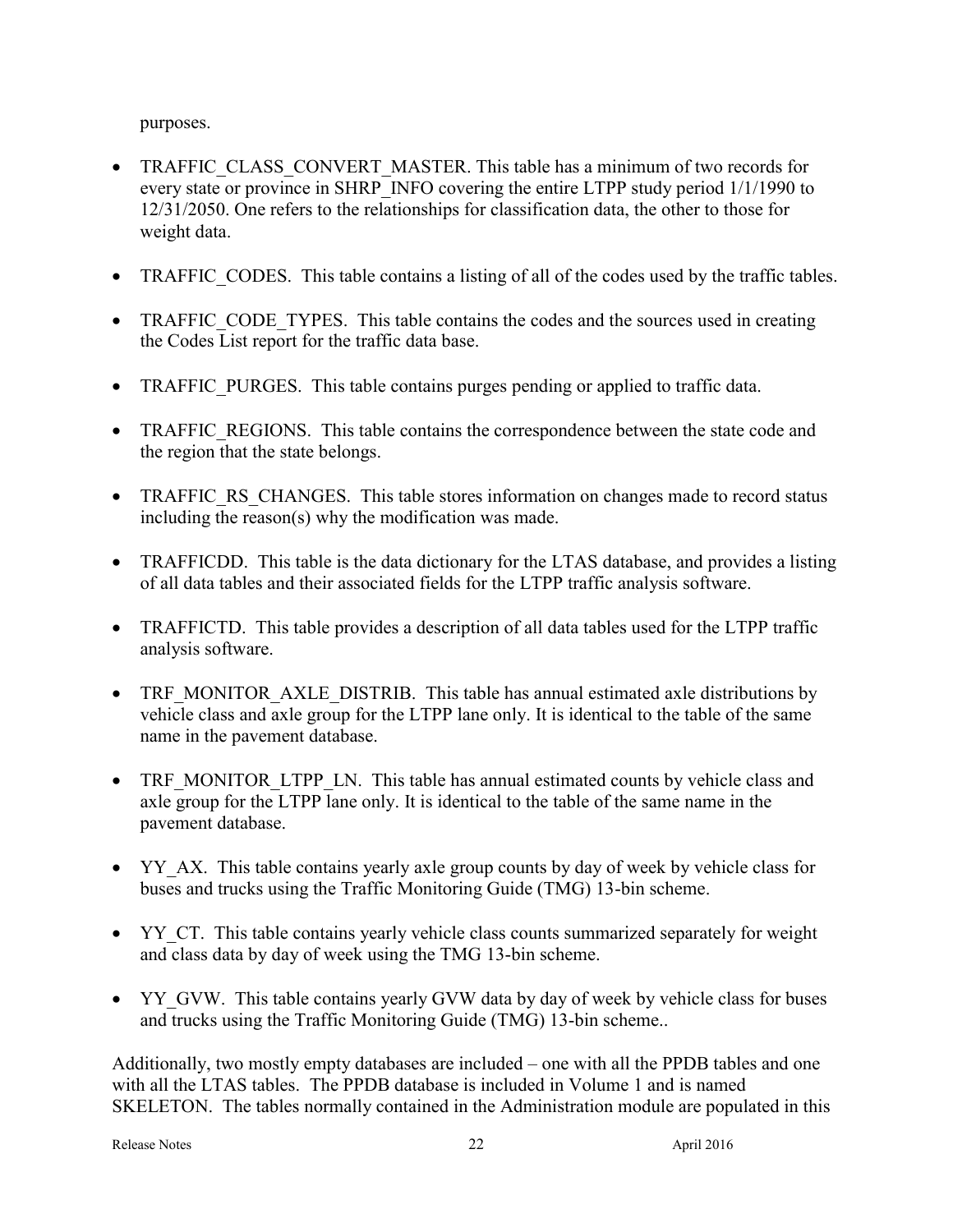purposes.

- TRAFFIC_CLASS_CONVERT_MASTER. This table has a minimum of two records for every state or province in SHRP_INFO covering the entire LTPP study period 1/1/1990 to 12/31/2050. One refers to the relationships for classification data, the other to those for weight data.
- TRAFFIC_CODES. This table contains a listing of all of the codes used by the traffic tables.
- TRAFFIC_CODE_TYPES. This table contains the codes and the sources used in creating the Codes List report for the traffic data base.
- TRAFFIC_PURGES. This table contains purges pending or applied to traffic data.
- TRAFFIC_REGIONS. This table contains the correspondence between the state code and the region that the state belongs.
- TRAFFIC_RS_CHANGES. This table stores information on changes made to record status including the reason(s) why the modification was made.
- TRAFFICDD. This table is the data dictionary for the LTAS database, and provides a listing of all data tables and their associated fields for the LTPP traffic analysis software.
- TRAFFICTD. This table provides a description of all data tables used for the LTPP traffic analysis software.
- TRF_MONITOR_AXLE_DISTRIB. This table has annual estimated axle distributions by vehicle class and axle group for the LTPP lane only. It is identical to the table of the same name in the pavement database.
- TRF_MONITOR_LTPP_LN. This table has annual estimated counts by vehicle class and axle group for the LTPP lane only. It is identical to the table of the same name in the pavement database.
- YY_AX. This table contains yearly axle group counts by day of week by vehicle class for buses and trucks using the Traffic Monitoring Guide (TMG) 13-bin scheme.
- YY_CT. This table contains yearly vehicle class counts summarized separately for weight and class data by day of week using the TMG 13-bin scheme.
- YY_GVW. This table contains yearly GVW data by day of week by vehicle class for buses and trucks using the Traffic Monitoring Guide (TMG) 13-bin scheme..

Additionally, two mostly empty databases are included – one with all the PPDB tables and one with all the LTAS tables. The PPDB database is included in Volume 1 and is named SKELETON. The tables normally contained in the Administration module are populated in this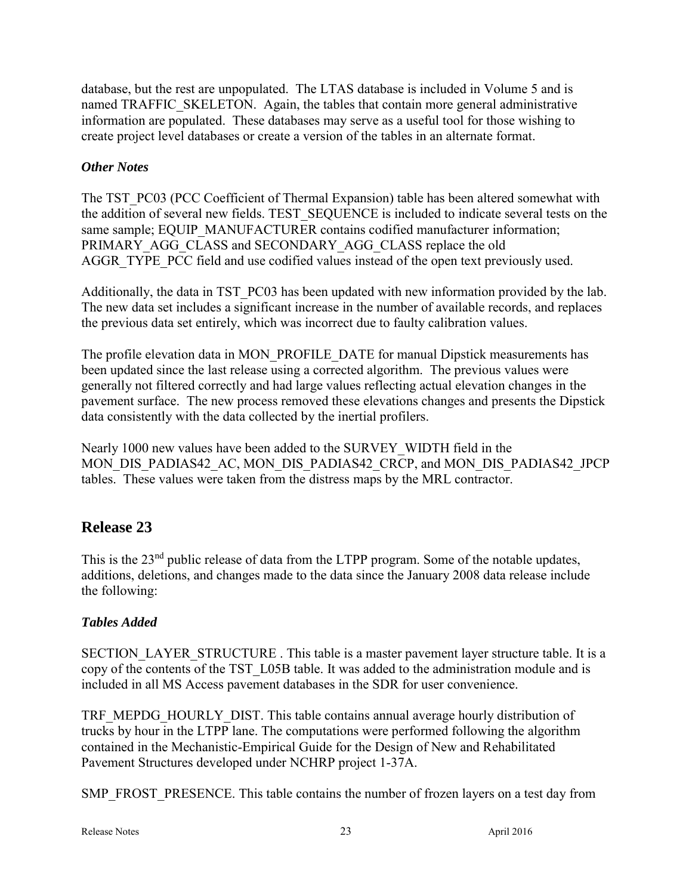database, but the rest are unpopulated. The LTAS database is included in Volume 5 and is named TRAFFIC_SKELETON. Again, the tables that contain more general administrative information are populated. These databases may serve as a useful tool for those wishing to create project level databases or create a version of the tables in an alternate format.

### *Other Notes*

The TST_PC03 (PCC Coefficient of Thermal Expansion) table has been altered somewhat with the addition of several new fields. TEST_SEQUENCE is included to indicate several tests on the same sample; EQUIP_MANUFACTURER contains codified manufacturer information; PRIMARY_AGG_CLASS and SECONDARY_AGG_CLASS replace the old AGGR_TYPE_PCC field and use codified values instead of the open text previously used.

Additionally, the data in TST_PC03 has been updated with new information provided by the lab. The new data set includes a significant increase in the number of available records, and replaces the previous data set entirely, which was incorrect due to faulty calibration values.

The profile elevation data in MON_PROFILE_DATE for manual Dipstick measurements has been updated since the last release using a corrected algorithm. The previous values were generally not filtered correctly and had large values reflecting actual elevation changes in the pavement surface. The new process removed these elevations changes and presents the Dipstick data consistently with the data collected by the inertial profilers.

Nearly 1000 new values have been added to the SURVEY_WIDTH field in the MON_DIS_PADIAS42_AC, MON_DIS_PADIAS42_CRCP, and MON_DIS_PADIAS42_JPCP tables. These values were taken from the distress maps by the MRL contractor.

## Release 23

This is the 23rd public release of data from the LTPP program. Some of the notable updates, additions, deletions, and changes made to the data since the January 2008 data release include the following:

### *Tables Added*

SECTION_LAYER_STRUCTURE . This table is a master pavement layer structure table. It is a copy of the contents of the TST_L05B table. It was added to the administration module and is included in all MS Access pavement databases in the SDR for user convenience.

TRF_MEPDG_HOURLY_DIST. This table contains annual average hourly distribution of trucks by hour in the LTPP lane. The computations were performed following the algorithm contained in the Mechanistic-Empirical Guide for the Design of New and Rehabilitated Pavement Structures developed under NCHRP project 1-37A.

SMP_FROST_PRESENCE. This table contains the number of frozen layers on a test day from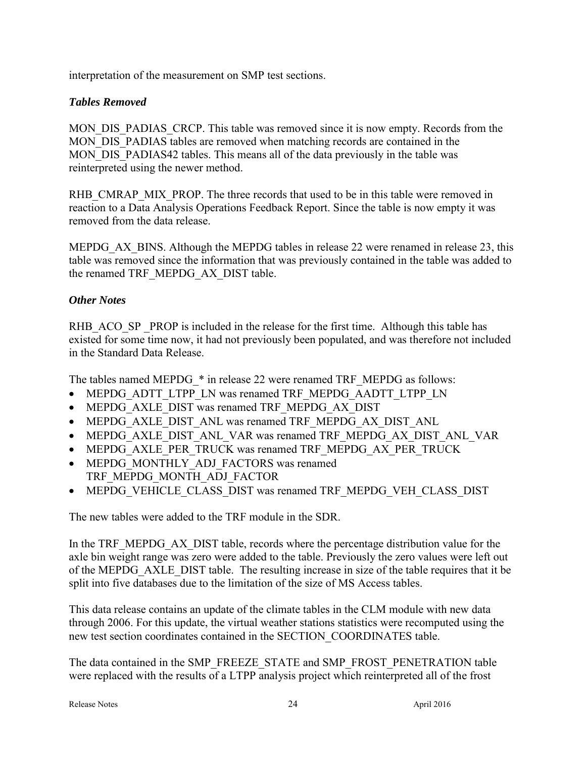interpretation of the measurement on SMP test sections.

### *Tables Removed*

MON_DIS_PADIAS_CRCP. This table was removed since it is now empty. Records from the MON_DIS_PADIAS tables are removed when matching records are contained in the MON_DIS_PADIAS42 tables. This means all of the data previously in the table was reinterpreted using the newer method.

RHB_CMRAP_MIX_PROP. The three records that used to be in this table were removed in reaction to a Data Analysis Operations Feedback Report. Since the table is now empty it was removed from the data release.

MEPDG_AX_BINS. Although the MEPDG tables in release 22 were renamed in release 23, this table was removed since the information that was previously contained in the table was added to the renamed TRF_MEPDG_AX_DIST table.

### *Other Notes*

RHB_ACO_SP _PROP is included in the release for the first time. Although this table has existed for some time now, it had not previously been populated, and was therefore not included in the Standard Data Release.

The tables named MEPDG_* in release 22 were renamed TRF_MEPDG as follows:

- MEPDG_ADTT_LTPP_LN was renamed TRF_MEPDG_AADTT_LTPP_LN
- MEPDG_AXLE_DIST was renamed TRF_MEPDG_AX_DIST
- MEPDG_AXLE_DIST_ANL was renamed TRF_MEPDG_AX_DIST_ANL
- MEPDG_AXLE_DIST_ANL_VAR was renamed TRF_MEPDG_AX_DIST_ANL_VAR
- MEPDG_AXLE_PER_TRUCK was renamed TRF_MEPDG_AX_PER_TRUCK
- MEPDG_MONTHLY_ADJ_FACTORS was renamed TRF_MEPDG_MONTH_ADJ_FACTOR
- MEPDG_VEHICLE_CLASS_DIST was renamed TRF_MEPDG_VEH_CLASS_DIST

The new tables were added to the TRF module in the SDR.

In the TRF_MEPDG_AX_DIST table, records where the percentage distribution value for the axle bin weight range was zero were added to the table. Previously the zero values were left out of the MEPDG_AXLE_DIST table. The resulting increase in size of the table requires that it be split into five databases due to the limitation of the size of MS Access tables.

This data release contains an update of the climate tables in the CLM module with new data through 2006. For this update, the virtual weather stations statistics were recomputed using the new test section coordinates contained in the SECTION_COORDINATES table.

The data contained in the SMP_FREEZE_STATE and SMP_FROST_PENETRATION table were replaced with the results of a LTPP analysis project which reinterpreted all of the frost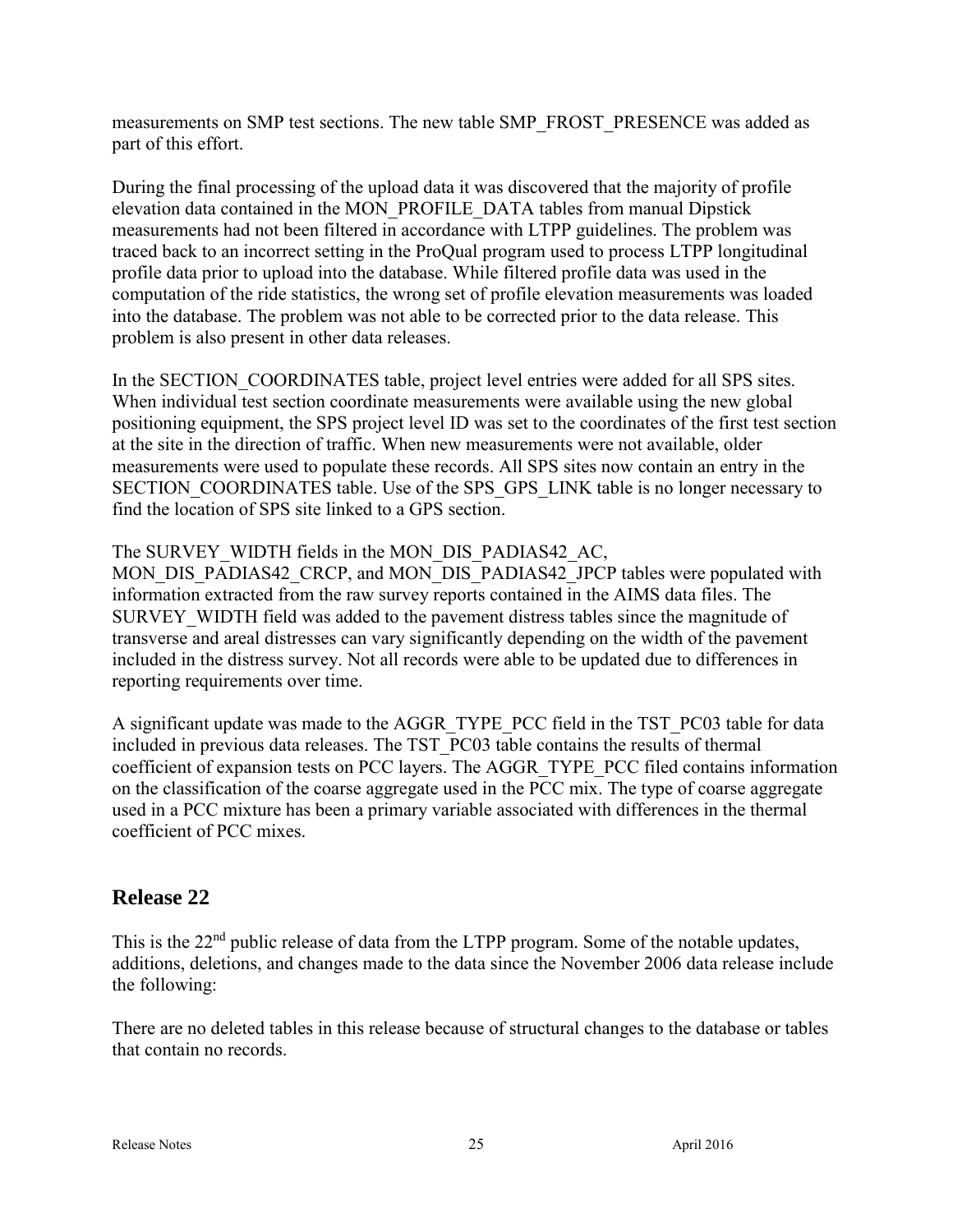measurements on SMP test sections. The new table SMP_FROST_PRESENCE was added as part of this effort.

During the final processing of the upload data it was discovered that the majority of profile elevation data contained in the MON_PROFILE_DATA tables from manual Dipstick measurements had not been filtered in accordance with LTPP guidelines. The problem was traced back to an incorrect setting in the ProQual program used to process LTPP longitudinal profile data prior to upload into the database. While filtered profile data was used in the computation of the ride statistics, the wrong set of profile elevation measurements was loaded into the database. The problem was not able to be corrected prior to the data release. This problem is also present in other data releases.

In the SECTION_COORDINATES table, project level entries were added for all SPS sites. When individual test section coordinate measurements were available using the new global positioning equipment, the SPS project level ID was set to the coordinates of the first test section at the site in the direction of traffic. When new measurements were not available, older measurements were used to populate these records. All SPS sites now contain an entry in the SECTION_COORDINATES table. Use of the SPS_GPS_LINK table is no longer necessary to find the location of SPS site linked to a GPS section.

The SURVEY_WIDTH fields in the MON_DIS_PADIAS42_AC, MON_DIS_PADIAS42_CRCP, and MON_DIS_PADIAS42_JPCP tables were populated with information extracted from the raw survey reports contained in the AIMS data files. The SURVEY_WIDTH field was added to the pavement distress tables since the magnitude of transverse and areal distresses can vary significantly depending on the width of the pavement included in the distress survey. Not all records were able to be updated due to differences in reporting requirements over time.

A significant update was made to the AGGR_TYPE_PCC field in the TST_PC03 table for data included in previous data releases. The TST_PC03 table contains the results of thermal coefficient of expansion tests on PCC layers. The AGGR_TYPE_PCC filed contains information on the classification of the coarse aggregate used in the PCC mix. The type of coarse aggregate used in a PCC mixture has been a primary variable associated with differences in the thermal coefficient of PCC mixes.

## Release 22

This is the 22nd public release of data from the LTPP program. Some of the notable updates, additions, deletions, and changes made to the data since the November 2006 data release include the following:

There are no deleted tables in this release because of structural changes to the database or tables that contain no records.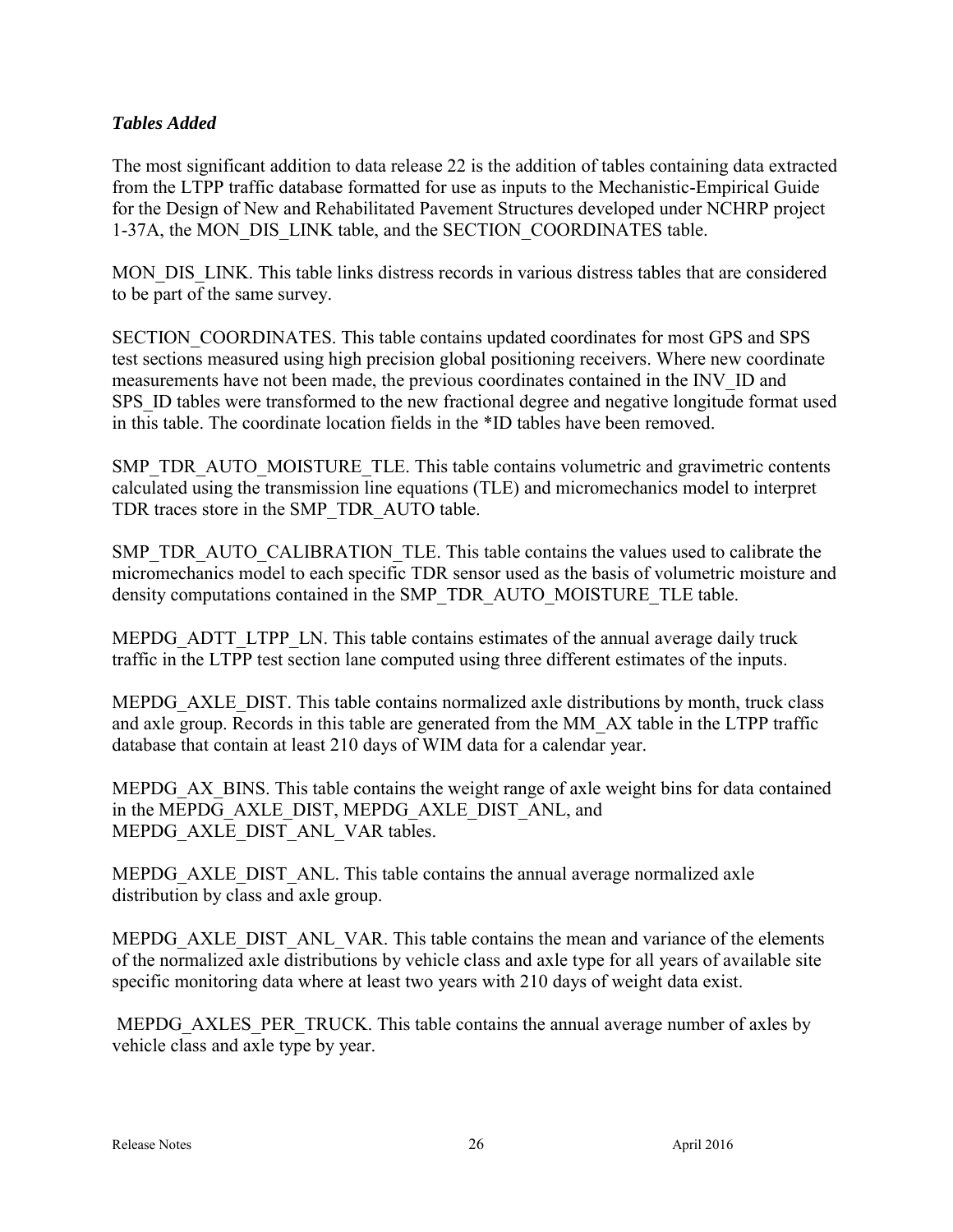### *Tables Added*

The most significant addition to data release 22 is the addition of tables containing data extracted from the LTPP traffic database formatted for use as inputs to the Mechanistic-Empirical Guide for the Design of New and Rehabilitated Pavement Structures developed under NCHRP project 1-37A, the MON_DIS_LINK table, and the SECTION_COORDINATES table.

MON_DIS_LINK. This table links distress records in various distress tables that are considered to be part of the same survey.

SECTION_COORDINATES. This table contains updated coordinates for most GPS and SPS test sections measured using high precision global positioning receivers. Where new coordinate measurements have not been made, the previous coordinates contained in the INV_ID and SPS_ID tables were transformed to the new fractional degree and negative longitude format used in this table. The coordinate location fields in the *ID tables have been removed.

SMP_TDR_AUTO_MOISTURE_TLE. This table contains volumetric and gravimetric contents calculated using the transmission line equations (TLE) and micromechanics model to interpret TDR traces store in the SMP_TDR_AUTO table.

SMP_TDR_AUTO_CALIBRATION_TLE. This table contains the values used to calibrate the micromechanics model to each specific TDR sensor used as the basis of volumetric moisture and density computations contained in the SMP_TDR_AUTO_MOISTURE_TLE table.

MEPDG_ADTT_LTPP_LN. This table contains estimates of the annual average daily truck traffic in the LTPP test section lane computed using three different estimates of the inputs.

MEPDG_AXLE_DIST. This table contains normalized axle distributions by month, truck class and axle group. Records in this table are generated from the MM_AX table in the LTPP traffic database that contain at least 210 days of WIM data for a calendar year.

MEPDG_AX_BINS. This table contains the weight range of axle weight bins for data contained in the MEPDG_AXLE_DIST, MEPDG_AXLE_DIST_ANL, and MEPDG_AXLE_DIST_ANL_VAR tables.

MEPDG_AXLE_DIST_ANL. This table contains the annual average normalized axle distribution by class and axle group.

MEPDG_AXLE_DIST_ANL_VAR. This table contains the mean and variance of the elements of the normalized axle distributions by vehicle class and axle type for all years of available site specific monitoring data where at least two years with 210 days of weight data exist.

MEPDG_AXLES_PER_TRUCK. This table contains the annual average number of axles by vehicle class and axle type by year.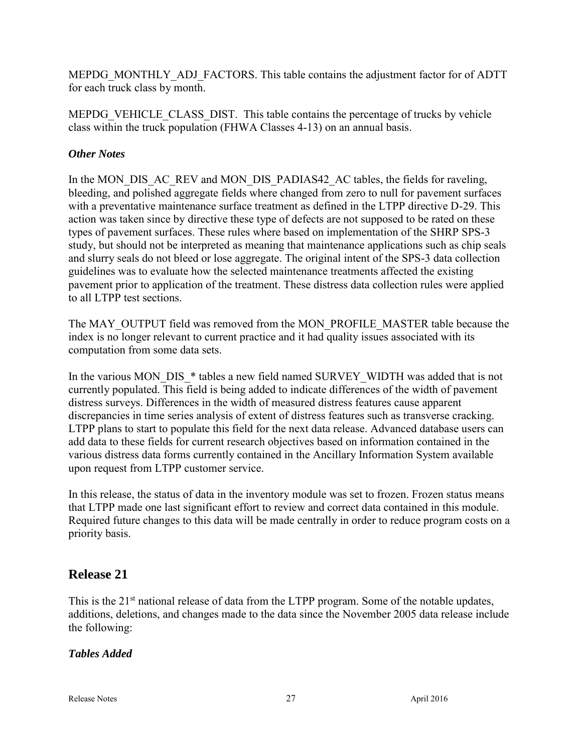MEPDG_MONTHLY_ADJ_FACTORS. This table contains the adjustment factor for of ADTT for each truck class by month.

MEPDG_VEHICLE_CLASS_DIST. This table contains the percentage of trucks by vehicle class within the truck population (FHWA Classes 4-13) on an annual basis.

### *Other Notes*

In the MON_DIS_AC_REV and MON_DIS_PADIAS42_AC tables, the fields for raveling, bleeding, and polished aggregate fields where changed from zero to null for pavement surfaces with a preventative maintenance surface treatment as defined in the LTPP directive D-29. This action was taken since by directive these type of defects are not supposed to be rated on these types of pavement surfaces. These rules where based on implementation of the SHRP SPS-3 study, but should not be interpreted as meaning that maintenance applications such as chip seals and slurry seals do not bleed or lose aggregate. The original intent of the SPS-3 data collection guidelines was to evaluate how the selected maintenance treatments affected the existing pavement prior to application of the treatment. These distress data collection rules were applied to all LTPP test sections.

The MAY_OUTPUT field was removed from the MON_PROFILE_MASTER table because the index is no longer relevant to current practice and it had quality issues associated with its computation from some data sets.

In the various MON_DIS_* tables a new field named SURVEY_WIDTH was added that is not currently populated. This field is being added to indicate differences of the width of pavement distress surveys. Differences in the width of measured distress features cause apparent discrepancies in time series analysis of extent of distress features such as transverse cracking. LTPP plans to start to populate this field for the next data release. Advanced database users can add data to these fields for current research objectives based on information contained in the various distress data forms currently contained in the Ancillary Information System available upon request from LTPP customer service.

In this release, the status of data in the inventory module was set to frozen. Frozen status means that LTPP made one last significant effort to review and correct data contained in this module. Required future changes to this data will be made centrally in order to reduce program costs on a priority basis.

## Release 21

This is the 21st national release of data from the LTPP program. Some of the notable updates, additions, deletions, and changes made to the data since the November 2005 data release include the following:

### *Tables Added*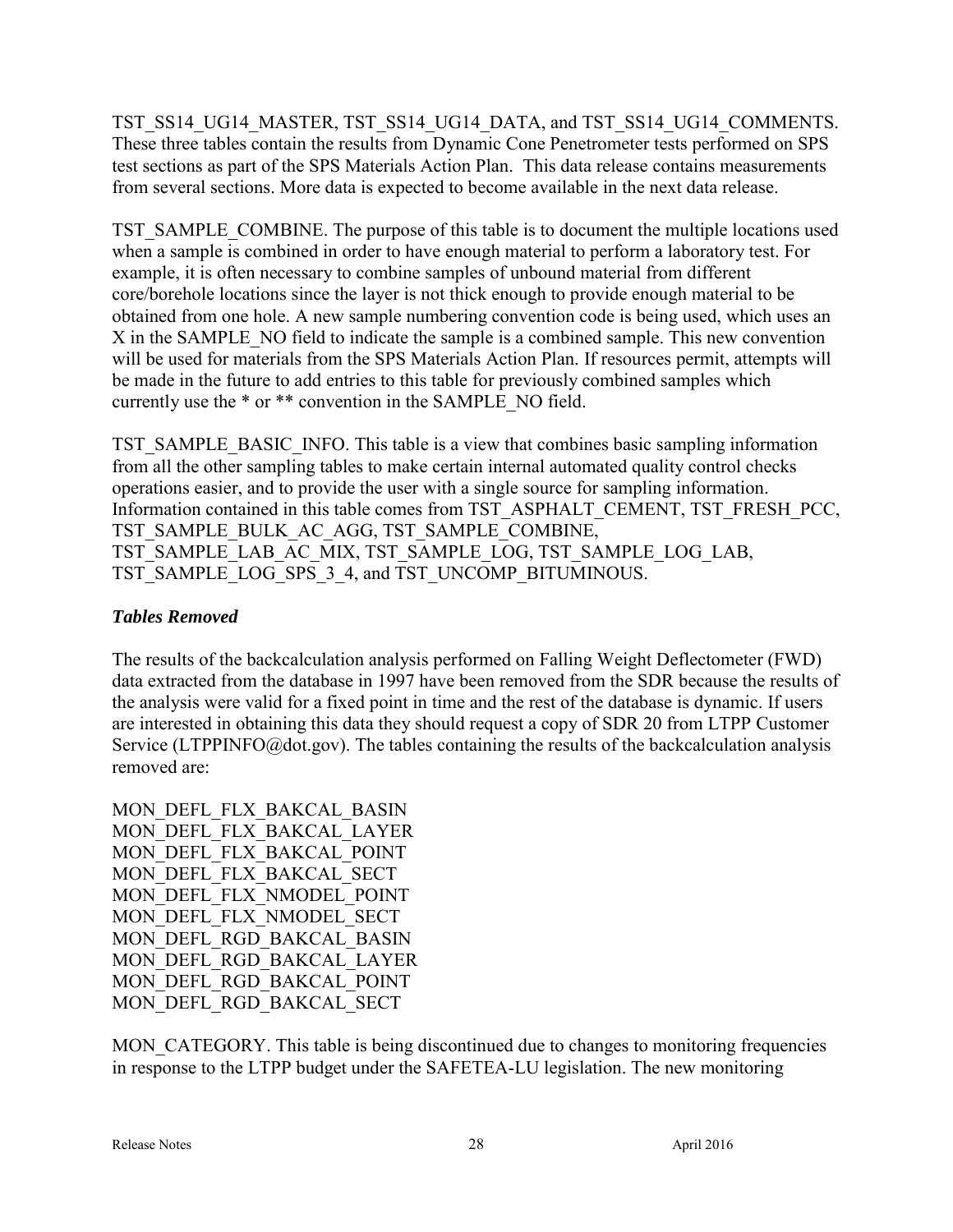TST_SS14_UG14_MASTER, TST_SS14_UG14_DATA, and TST_SS14_UG14_COMMENTS. These three tables contain the results from Dynamic Cone Penetrometer tests performed on SPS test sections as part of the SPS Materials Action Plan. This data release contains measurements from several sections. More data is expected to become available in the next data release.

TST_SAMPLE_COMBINE. The purpose of this table is to document the multiple locations used when a sample is combined in order to have enough material to perform a laboratory test. For example, it is often necessary to combine samples of unbound material from different core/borehole locations since the layer is not thick enough to provide enough material to be obtained from one hole. A new sample numbering convention code is being used, which uses an X in the SAMPLE_NO field to indicate the sample is a combined sample. This new convention will be used for materials from the SPS Materials Action Plan. If resources permit, attempts will be made in the future to add entries to this table for previously combined samples which currently use the * or ** convention in the SAMPLE_NO field.

TST_SAMPLE_BASIC_INFO. This table is a view that combines basic sampling information from all the other sampling tables to make certain internal automated quality control checks operations easier, and to provide the user with a single source for sampling information. Information contained in this table comes from TST_ASPHALT_CEMENT, TST_FRESH_PCC, TST_SAMPLE_BULK_AC_AGG, TST_SAMPLE_COMBINE, TST_SAMPLE_LAB_AC_MIX, TST_SAMPLE_LOG, TST_SAMPLE_LOG_LAB, TST_SAMPLE_LOG_SPS_3_4, and TST_UNCOMP_BITUMINOUS.

### *Tables Removed*

The results of the backcalculation analysis performed on Falling Weight Deflectometer (FWD) data extracted from the database in 1997 have been removed from the SDR because the results of the analysis were valid for a fixed point in time and the rest of the database is dynamic. If users are interested in obtaining this data they should request a copy of SDR 20 from LTPP Customer Service (LTPPINFO@dot.gov). The tables containing the results of the backcalculation analysis removed are:

MON_DEFL_FLX_BAKCAL_BASIN  
MON_DEFL_FLX_BAKCAL_LAYER  
MON_DEFL_FLX_BAKCAL_POINT  
MON_DEFL_FLX_BAKCAL_SECT  
MON_DEFL_FLX_NMODEL_POINT  
MON_DEFL_FLX_NMODEL_SECT  
MON_DEFL_RGD_BAKCAL_BASIN  
MON_DEFL_RGD_BAKCAL_LAYER  
MON_DEFL_RGD_BAKCAL_POINT  
MON_DEFL_RGD_BAKCAL_SECT

MON_CATEGORY. This table is being discontinued due to changes to monitoring frequencies in response to the LTPP budget under the SAFETEA-LU legislation. The new monitoring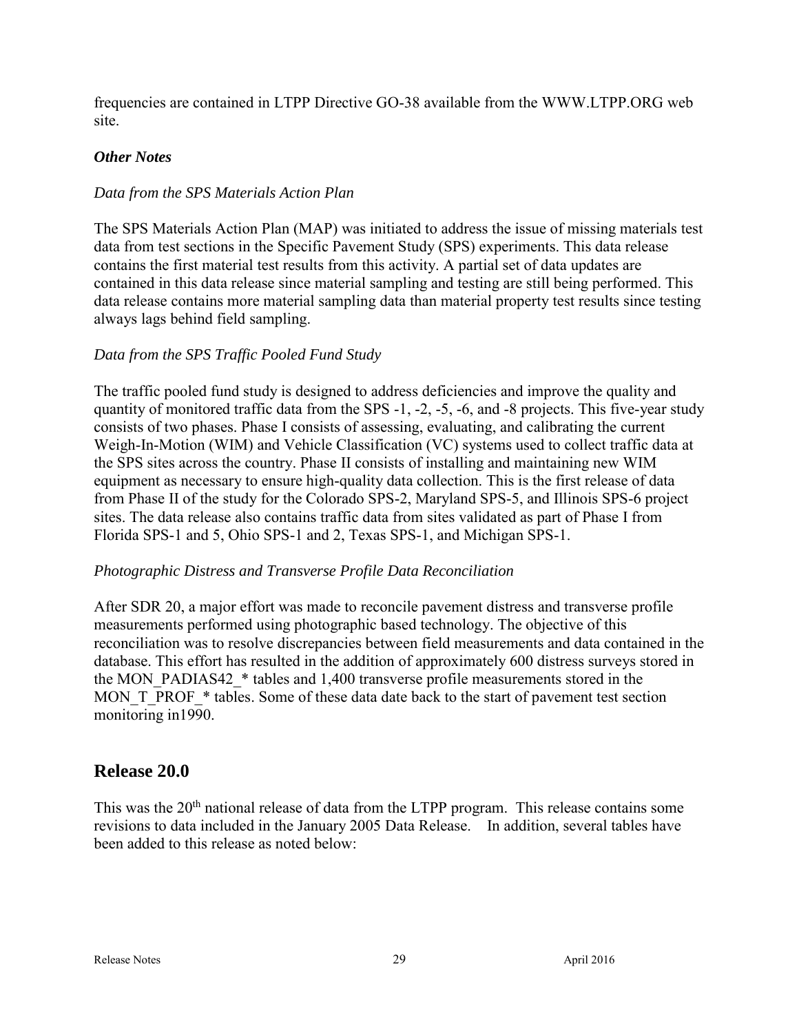frequencies are contained in LTPP Directive GO-38 available from the WWW.LTPP.ORG web site.

### *Other Notes*

*Data from the SPS Materials Action Plan*

The SPS Materials Action Plan (MAP) was initiated to address the issue of missing materials test data from test sections in the Specific Pavement Study (SPS) experiments. This data release contains the first material test results from this activity. A partial set of data updates are contained in this data release since material sampling and testing are still being performed. This data release contains more material sampling data than material property test results since testing always lags behind field sampling.

*Data from the SPS Traffic Pooled Fund Study*

The traffic pooled fund study is designed to address deficiencies and improve the quality and quantity of monitored traffic data from the SPS -1, -2, -5, -6, and -8 projects. This five-year study consists of two phases. Phase I consists of assessing, evaluating, and calibrating the current Weigh-In-Motion (WIM) and Vehicle Classification (VC) systems used to collect traffic data at the SPS sites across the country. Phase II consists of installing and maintaining new WIM equipment as necessary to ensure high-quality data collection. This is the first release of data from Phase II of the study for the Colorado SPS-2, Maryland SPS-5, and Illinois SPS-6 project sites. The data release also contains traffic data from sites validated as part of Phase I from Florida SPS-1 and 5, Ohio SPS-1 and 2, Texas SPS-1, and Michigan SPS-1.

*Photographic Distress and Transverse Profile Data Reconciliation*

After SDR 20, a major effort was made to reconcile pavement distress and transverse profile measurements performed using photographic based technology. The objective of this reconciliation was to resolve discrepancies between field measurements and data contained in the database. This effort has resulted in the addition of approximately 600 distress surveys stored in the MON_PADIAS42_* tables and 1,400 transverse profile measurements stored in the MON_T_PROF_* tables. Some of these data date back to the start of pavement test section monitoring in1990.

## Release 20.0

This was the 20th national release of data from the LTPP program. This release contains some revisions to data included in the January 2005 Data Release. In addition, several tables have been added to this release as noted below: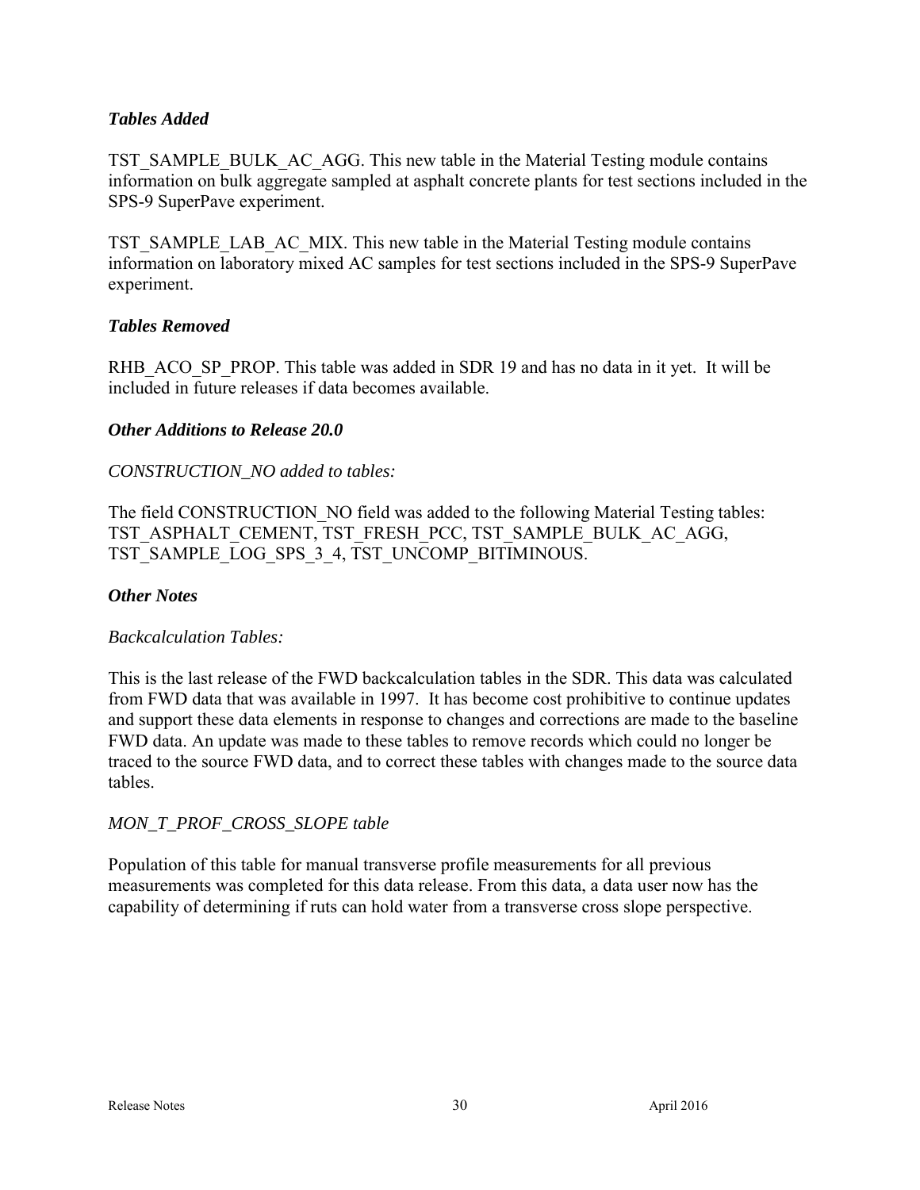### *Tables Added*

TST_SAMPLE_BULK_AC_AGG. This new table in the Material Testing module contains information on bulk aggregate sampled at asphalt concrete plants for test sections included in the SPS-9 SuperPave experiment.

TST_SAMPLE_LAB_AC_MIX. This new table in the Material Testing module contains information on laboratory mixed AC samples for test sections included in the SPS-9 SuperPave experiment.

### *Tables Removed*

RHB_ACO_SP_PROP. This table was added in SDR 19 and has no data in it yet. It will be included in future releases if data becomes available.

### *Other Additions to Release 20.0*

*CONSTRUCTION_NO added to tables:*

The field CONSTRUCTION_NO field was added to the following Material Testing tables: TST_ASPHALT_CEMENT, TST_FRESH_PCC, TST_SAMPLE_BULK_AC_AGG, TST_SAMPLE_LOG_SPS_3_4, TST_UNCOMP_BITIMINOUS.

### *Other Notes*

*Backcalculation Tables:*

This is the last release of the FWD backcalculation tables in the SDR. This data was calculated from FWD data that was available in 1997. It has become cost prohibitive to continue updates and support these data elements in response to changes and corrections are made to the baseline FWD data. An update was made to these tables to remove records which could no longer be traced to the source FWD data, and to correct these tables with changes made to the source data tables.

*MON_T_PROF_CROSS_SLOPE table*

Population of this table for manual transverse profile measurements for all previous measurements was completed for this data release. From this data, a data user now has the capability of determining if ruts can hold water from a transverse cross slope perspective.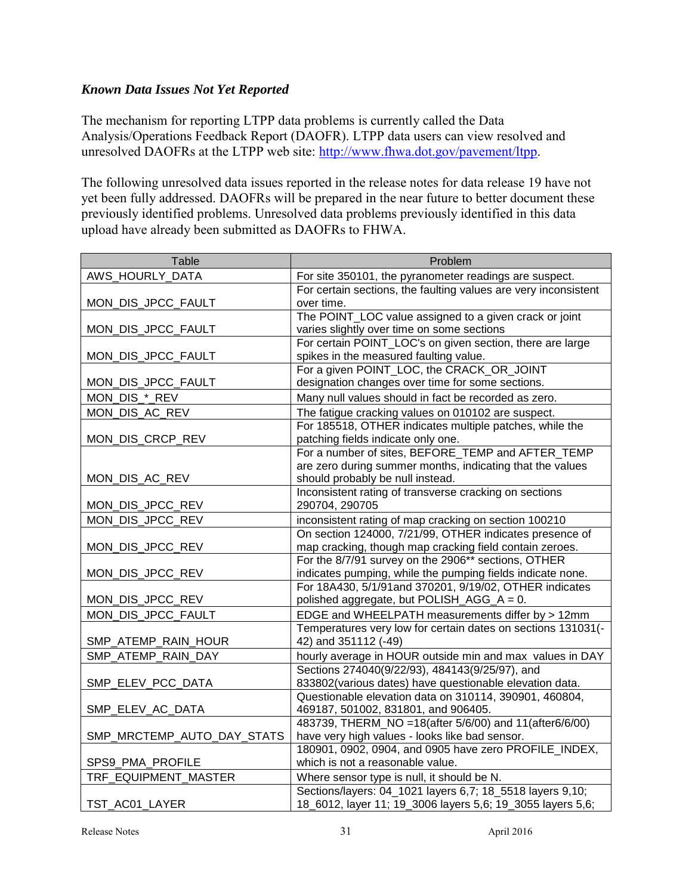### *Known Data Issues Not Yet Reported*

The mechanism for reporting LTPP data problems is currently called the Data Analysis/Operations Feedback Report (DAOFR). LTPP data users can view resolved and unresolved DAOFRs at the LTPP web site: http://www.fhwa.dot.gov/pavement/ltpp.

The following unresolved data issues reported in the release notes for data release 19 have not yet been fully addressed. DAOFRs will be prepared in the near future to better document these previously identified problems. Unresolved data problems previously identified in this data upload have already been submitted as DAOFRs to FHWA.

| Table | Problem |
|---|---|
| AWS_HOURLY_DATA | For site 350101, the pyranometer readings are suspect. |
| MON_DIS_JPCC_FAULT | For certain sections, the faulting values are very inconsistent over time. |
| MON_DIS_JPCC_FAULT | The POINT_LOC value assigned to a given crack or joint varies slightly over time on some sections |
| MON_DIS_JPCC_FAULT | For certain POINT_LOC's on given section, there are large spikes in the measured faulting value. |
| MON_DIS_JPCC_FAULT | For a given POINT_LOC, the CRACK_OR_JOINT designation changes over time for some sections. |
| MON_DIS_*_REV | Many null values should in fact be recorded as zero. |
| MON_DIS_AC_REV | The fatigue cracking values on 010102 are suspect. |
| MON_DIS_CRCP_REV | For 185518, OTHER indicates multiple patches, while the patching fields indicate only one. |
| MON_DIS_AC_REV | For a number of sites, BEFORE_TEMP and AFTER_TEMP are zero during summer months, indicating that the values should probably be null instead. |
| MON_DIS_JPCC_REV | Inconsistent rating of transverse cracking on sections 290704, 290705 |
| MON_DIS_JPCC_REV | inconsistent rating of map cracking on section 100210 |
| MON_DIS_JPCC_REV | On section 124000, 7/21/99, OTHER indicates presence of map cracking, though map cracking field contain zeroes. |
| MON_DIS_JPCC_REV | For the 8/7/91 survey on the 2906** sections, OTHER indicates pumping, while the pumping fields indicate none. |
| MON_DIS_JPCC_REV | For 18A430, 5/1/91and 370201, 9/19/02, OTHER indicates polished aggregate, but POLISH_AGG_A = 0. |
| MON_DIS_JPCC_FAULT | EDGE and WHEELPATH measurements differ by > 12mm |
| SMP_ATEMP_RAIN_HOUR | Temperatures very low for certain dates on sections 131031(-42) and 351112 (-49) |
| SMP_ATEMP_RAIN_DAY | hourly average in HOUR outside min and max values in DAY |
| SMP_ELEV_PCC_DATA | Sections 274040(9/22/93), 484143(9/25/97), and 833802(various dates) have questionable elevation data. |
| SMP_ELEV_AC_DATA | Questionable elevation data on 310114, 390901, 460804, 469187, 501002, 831801, and 906405. |
| SMP_MRCTEMP_AUTO_DAY_STATS | 483739, THERM_NO =18(after 5/6/00) and 11(after6/6/00) have very high values - looks like bad sensor. |
| SPS9_PMA_PROFILE | 180901, 0902, 0904, and 0905 have zero PROFILE_INDEX, which is not a reasonable value. |
| TRF_EQUIPMENT_MASTER | Where sensor type is null, it should be N. |
| TST_AC01_LAYER | Sections/layers: 04_1021 layers 6,7; 18_5518 layers 9,10; 18_6012, layer 11; 19_3006 layers 5,6; 19_3055 layers 5,6; |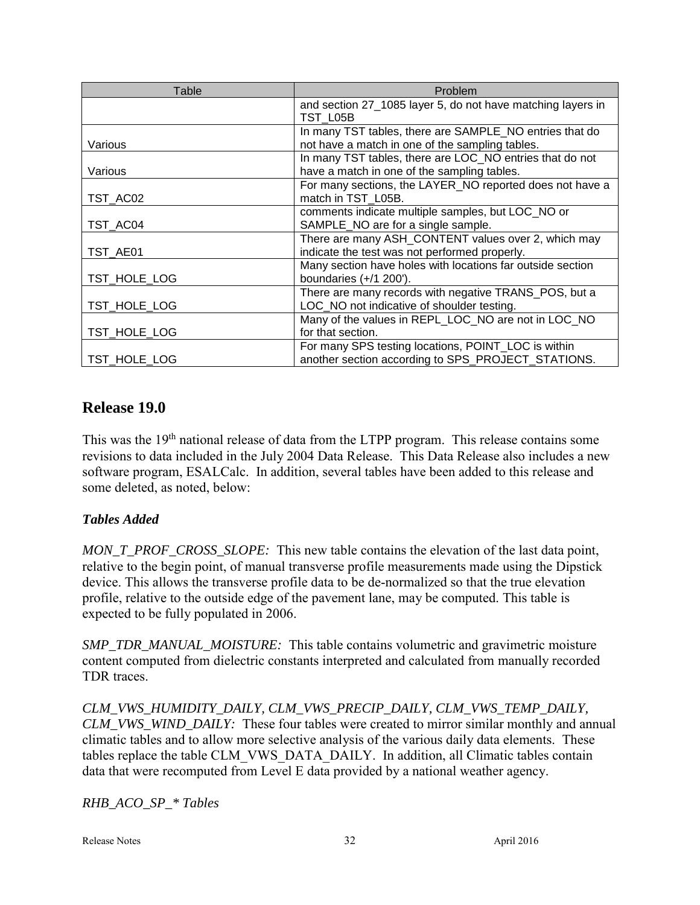| Table | Problem |
| --- | --- |
| | and section 27_1085 layer 5, do not have matching layers in TST_L05B |
| Various | In many TST tables, there are SAMPLE_NO entries that do not have a match in one of the sampling tables. |
| Various | In many TST tables, there are LOC_NO entries that do not have a match in one of the sampling tables. |
| TST_AC02 | For many sections, the LAYER_NO reported does not have a match in TST_L05B. |
| TST_AC04 | comments indicate multiple samples, but LOC_NO or SAMPLE_NO are for a single sample. |
| TST_AE01 | There are many ASH_CONTENT values over 2, which may indicate the test was not performed properly. |
| TST_HOLE_LOG | Many section have holes with locations far outside section boundaries (+/1 200'). |
| TST_HOLE_LOG | There are many records with negative TRANS_POS, but a LOC_NO not indicative of shoulder testing. |
| TST_HOLE_LOG | Many of the values in REPL_LOC_NO are not in LOC_NO for that section. |
| TST_HOLE_LOG | For many SPS testing locations, POINT_LOC is within another section according to SPS_PROJECT_STATIONS. |

## Release 19.0

This was the 19th national release of data from the LTPP program. This release contains some revisions to data included in the July 2004 Data Release. This Data Release also includes a new software program, ESALCalc. In addition, several tables have been added to this release and some deleted, as noted, below:

### *Tables Added*

*MON_T_PROF_CROSS_SLOPE:* This new table contains the elevation of the last data point, relative to the begin point, of manual transverse profile measurements made using the Dipstick device. This allows the transverse profile data to be de-normalized so that the true elevation profile, relative to the outside edge of the pavement lane, may be computed. This table is expected to be fully populated in 2006.

*SMP_TDR_MANUAL_MOISTURE:* This table contains volumetric and gravimetric moisture content computed from dielectric constants interpreted and calculated from manually recorded TDR traces.

*CLM_VWS_HUMIDITY_DAILY, CLM_VWS_PRECIP_DAILY, CLM_VWS_TEMP_DAILY, CLM_VWS_WIND_DAILY:* These four tables were created to mirror similar monthly and annual climatic tables and to allow more selective analysis of the various daily data elements. These tables replace the table CLM_VWS_DATA_DAILY. In addition, all Climatic tables contain data that were recomputed from Level E data provided by a national weather agency.

*RHB_ACO_SP_* Tables*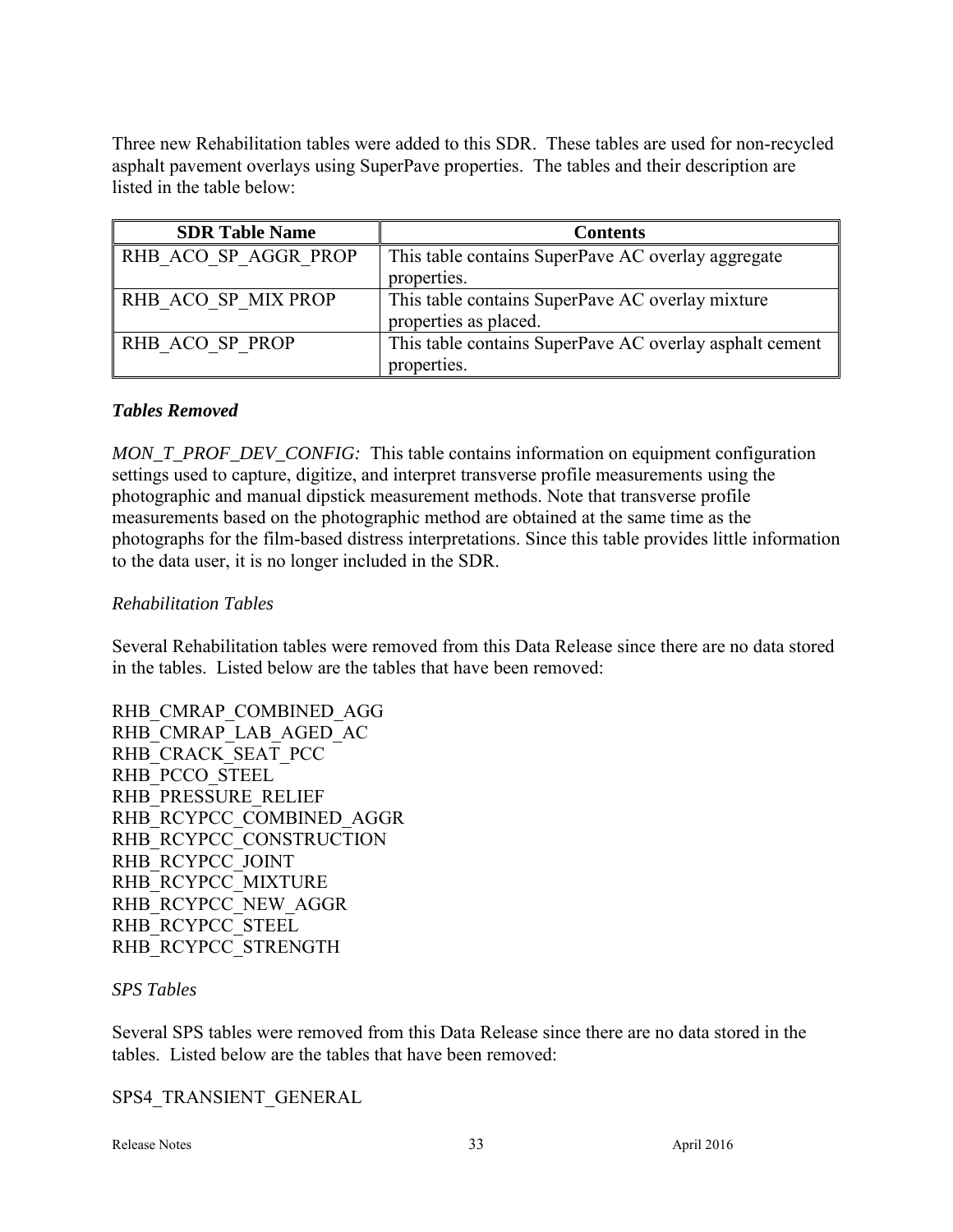Three new Rehabilitation tables were added to this SDR. These tables are used for non-recycled asphalt pavement overlays using SuperPave properties. The tables and their description are listed in the table below:

| SDR Table Name | Contents |
|---|---|
| RHB_ACO_SP_AGGR_PROP | This table contains SuperPave AC overlay aggregate properties. |
| RHB_ACO_SP_MIX PROP | This table contains SuperPave AC overlay mixture properties as placed. |
| RHB_ACO_SP_PROP | This table contains SuperPave AC overlay asphalt cement properties. |

### *Tables Removed*

*MON_T_PROF_DEV_CONFIG:* This table contains information on equipment configuration settings used to capture, digitize, and interpret transverse profile measurements using the photographic and manual dipstick measurement methods. Note that transverse profile measurements based on the photographic method are obtained at the same time as the photographs for the film-based distress interpretations. Since this table provides little information to the data user, it is no longer included in the SDR.

*Rehabilitation Tables*

Several Rehabilitation tables were removed from this Data Release since there are no data stored in the tables. Listed below are the tables that have been removed:

RHB_CMRAP_COMBINED_AGG
RHB_CMRAP_LAB_AGED_AC
RHB_CRACK_SEAT_PCC
RHB_PCCO_STEEL
RHB_PRESSURE_RELIEF
RHB_RCYPCC_COMBINED_AGGR
RHB_RCYPCC_CONSTRUCTION
RHB_RCYPCC_JOINT
RHB_RCYPCC_MIXTURE
RHB_RCYPCC_NEW_AGGR
RHB_RCYPCC_STEEL
RHB_RCYPCC_STRENGTH

*SPS Tables*

Several SPS tables were removed from this Data Release since there are no data stored in the tables. Listed below are the tables that have been removed:

SPS4_TRANSIENT_GENERAL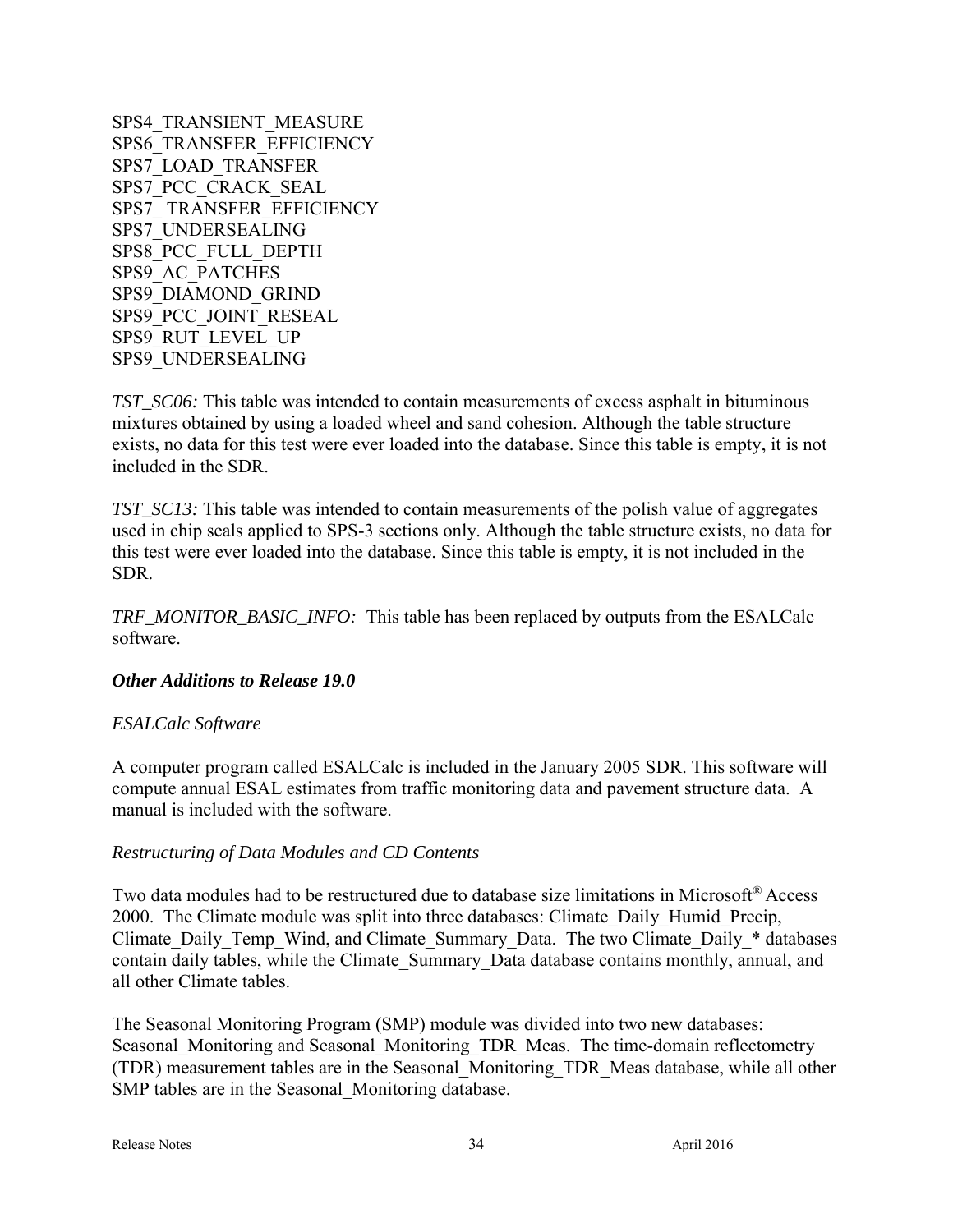SPS4_TRANSIENT_MEASURE
SPS6_TRANSFER_EFFICIENCY
SPS7_LOAD_TRANSFER
SPS7_PCC_CRACK_SEAL
SPS7_ TRANSFER_EFFICIENCY
SPS7_UNDERSEALING
SPS8_PCC_FULL_DEPTH
SPS9_AC_PATCHES
SPS9_DIAMOND_GRIND
SPS9_PCC_JOINT_RESEAL
SPS9_RUT_LEVEL_UP
SPS9_UNDERSEALING

*TST_SC06:* This table was intended to contain measurements of excess asphalt in bituminous mixtures obtained by using a loaded wheel and sand cohesion. Although the table structure exists, no data for this test were ever loaded into the database. Since this table is empty, it is not included in the SDR.

*TST_SC13:* This table was intended to contain measurements of the polish value of aggregates used in chip seals applied to SPS-3 sections only. Although the table structure exists, no data for this test were ever loaded into the database. Since this table is empty, it is not included in the SDR.

*TRF_MONITOR_BASIC_INFO:* This table has been replaced by outputs from the ESALCalc software.

### *Other Additions to Release 19.0*

#### *ESALCalc Software*

A computer program called ESALCalc is included in the January 2005 SDR. This software will compute annual ESAL estimates from traffic monitoring data and pavement structure data. A manual is included with the software.

#### *Restructuring of Data Modules and CD Contents*

Two data modules had to be restructured due to database size limitations in Microsoft® Access 2000. The Climate module was split into three databases: Climate_Daily_Humid_Precip, Climate_Daily_Temp_Wind, and Climate_Summary_Data. The two Climate_Daily_* databases contain daily tables, while the Climate_Summary_Data database contains monthly, annual, and all other Climate tables.

The Seasonal Monitoring Program (SMP) module was divided into two new databases: Seasonal_Monitoring and Seasonal_Monitoring_TDR_Meas. The time-domain reflectometry (TDR) measurement tables are in the Seasonal_Monitoring_TDR_Meas database, while all other SMP tables are in the Seasonal_Monitoring database.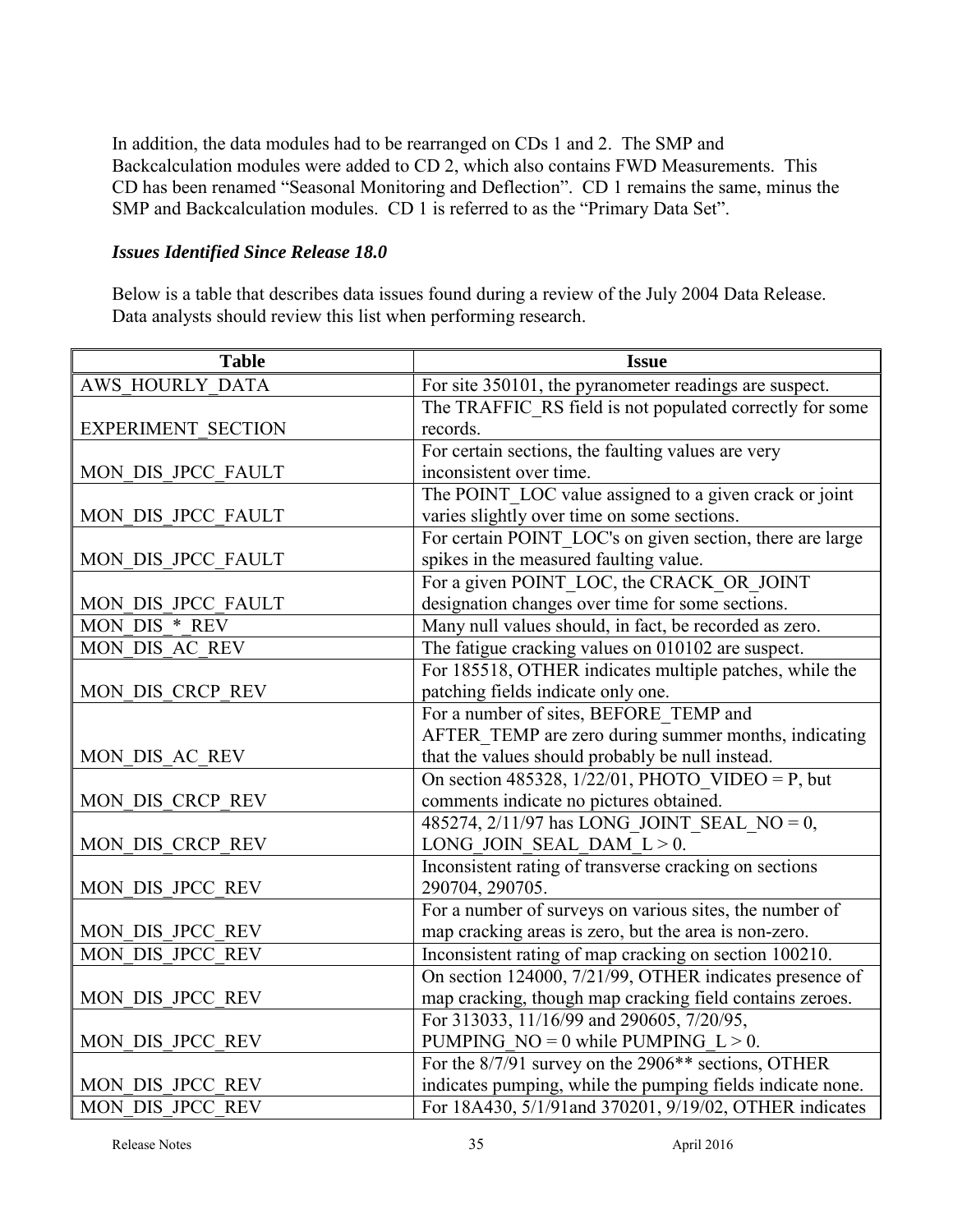In addition, the data modules had to be rearranged on CDs 1 and 2. The SMP and Backcalculation modules were added to CD 2, which also contains FWD Measurements. This CD has been renamed "Seasonal Monitoring and Deflection". CD 1 remains the same, minus the SMP and Backcalculation modules. CD 1 is referred to as the "Primary Data Set".

### *Issues Identified Since Release 18.0*

Below is a table that describes data issues found during a review of the July 2004 Data Release. Data analysts should review this list when performing research.

| Table | Issue |
|---|---|
| AWS_HOURLY_DATA | For site 350101, the pyranometer readings are suspect. |
| EXPERIMENT_SECTION | The TRAFFIC_RS field is not populated correctly for some records. |
| MON_DIS_JPCC_FAULT | For certain sections, the faulting values are very inconsistent over time. |
| MON_DIS_JPCC_FAULT | The POINT_LOC value assigned to a given crack or joint varies slightly over time on some sections. |
| MON_DIS_JPCC_FAULT | For certain POINT_LOC's on given section, there are large spikes in the measured faulting value. |
| MON_DIS_JPCC_FAULT | For a given POINT_LOC, the CRACK_OR_JOINT designation changes over time for some sections. |
| MON_DIS_*_REV | Many null values should, in fact, be recorded as zero. |
| MON_DIS_AC_REV | The fatigue cracking values on 010102 are suspect. |
| MON_DIS_CRCP_REV | For 185518, OTHER indicates multiple patches, while the patching fields indicate only one. |
| MON_DIS_AC_REV | For a number of sites, BEFORE_TEMP and AFTER_TEMP are zero during summer months, indicating that the values should probably be null instead. |
| MON_DIS_CRCP_REV | On section 485328, 1/22/01, PHOTO_VIDEO = P, but comments indicate no pictures obtained. |
| MON_DIS_CRCP_REV | 485274, 2/11/97 has LONG_JOINT_SEAL_NO = 0, LONG_JOIN_SEAL_DAM_L > 0. |
| MON_DIS_JPCC_REV | Inconsistent rating of transverse cracking on sections 290704, 290705. |
| MON_DIS_JPCC_REV | For a number of surveys on various sites, the number of map cracking areas is zero, but the area is non-zero. |
| MON_DIS_JPCC_REV | Inconsistent rating of map cracking on section 100210. |
| MON_DIS_JPCC_REV | On section 124000, 7/21/99, OTHER indicates presence of map cracking, though map cracking field contains zeroes. |
| MON_DIS_JPCC_REV | For 313033, 11/16/99 and 290605, 7/20/95, PUMPING_NO = 0 while PUMPING_L > 0. |
| MON_DIS_JPCC_REV | For the 8/7/91 survey on the 2906** sections, OTHER indicates pumping, while the pumping fields indicate none. |
| MON_DIS_JPCC_REV | For 18A430, 5/1/91and 370201, 9/19/02, OTHER indicates |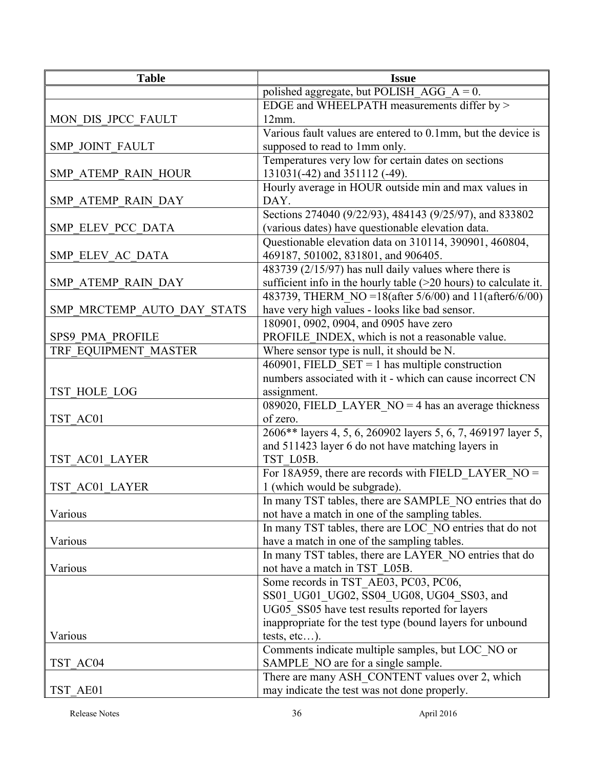| Table | Issue |
| --- | --- |
| | polished aggregate, but POLISH_AGG_A = 0. |
| MON_DIS_JPCC_FAULT | EDGE and WHEELPATH measurements differ by > 12mm. |
| SMP_JOINT_FAULT | Various fault values are entered to 0.1mm, but the device is supposed to read to 1mm only. |
| SMP_ATEMP_RAIN_HOUR | Temperatures very low for certain dates on sections 131031(-42) and 351112 (-49). |
| SMP_ATEMP_RAIN_DAY | Hourly average in HOUR outside min and max values in DAY. |
| SMP_ELEV_PCC_DATA | Sections 274040 (9/22/93), 484143 (9/25/97), and 833802 (various dates) have questionable elevation data. |
| SMP_ELEV_AC_DATA | Questionable elevation data on 310114, 390901, 460804, 469187, 501002, 831801, and 906405. |
| SMP_ATEMP_RAIN_DAY | 483739 (2/15/97) has null daily values where there is sufficient info in the hourly table (>20 hours) to calculate it. |
| SMP_MRCTEMP_AUTO_DAY_STATS | 483739, THERM_NO =18(after 5/6/00) and 11(after6/6/00) have very high values - looks like bad sensor. |
| SPS9_PMA_PROFILE | 180901, 0902, 0904, and 0905 have zero PROFILE_INDEX, which is not a reasonable value. |
| TRF_EQUIPMENT_MASTER | Where sensor type is null, it should be N. |
| TST_HOLE_LOG | 460901, FIELD_SET = 1 has multiple construction numbers associated with it - which can cause incorrect CN assignment. |
| TST_AC01 | 089020, FIELD_LAYER_NO = 4 has an average thickness of zero. |
| TST_AC01_LAYER | 2606** layers 4, 5, 6, 260902 layers 5, 6, 7, 469197 layer 5, and 511423 layer 6 do not have matching layers in TST_L05B. |
| TST_AC01_LAYER | For 18A959, there are records with FIELD_LAYER_NO = 1 (which would be subgrade). |
| Various | In many TST tables, there are SAMPLE_NO entries that do not have a match in one of the sampling tables. |
| Various | In many TST tables, there are LOC_NO entries that do not have a match in one of the sampling tables. |
| Various | In many TST tables, there are LAYER_NO entries that do not have a match in TST_L05B. |
| Various | Some records in TST_AE03, PC03, PC06, SS01_UG01_UG02, SS04_UG08, UG04_SS03, and UG05_SS05 have test results reported for layers inappropriate for the test type (bound layers for unbound tests, etc…). |
| TST_AC04 | Comments indicate multiple samples, but LOC_NO or SAMPLE_NO are for a single sample. |
| TST_AE01 | There are many ASH_CONTENT values over 2, which may indicate the test was not done properly. |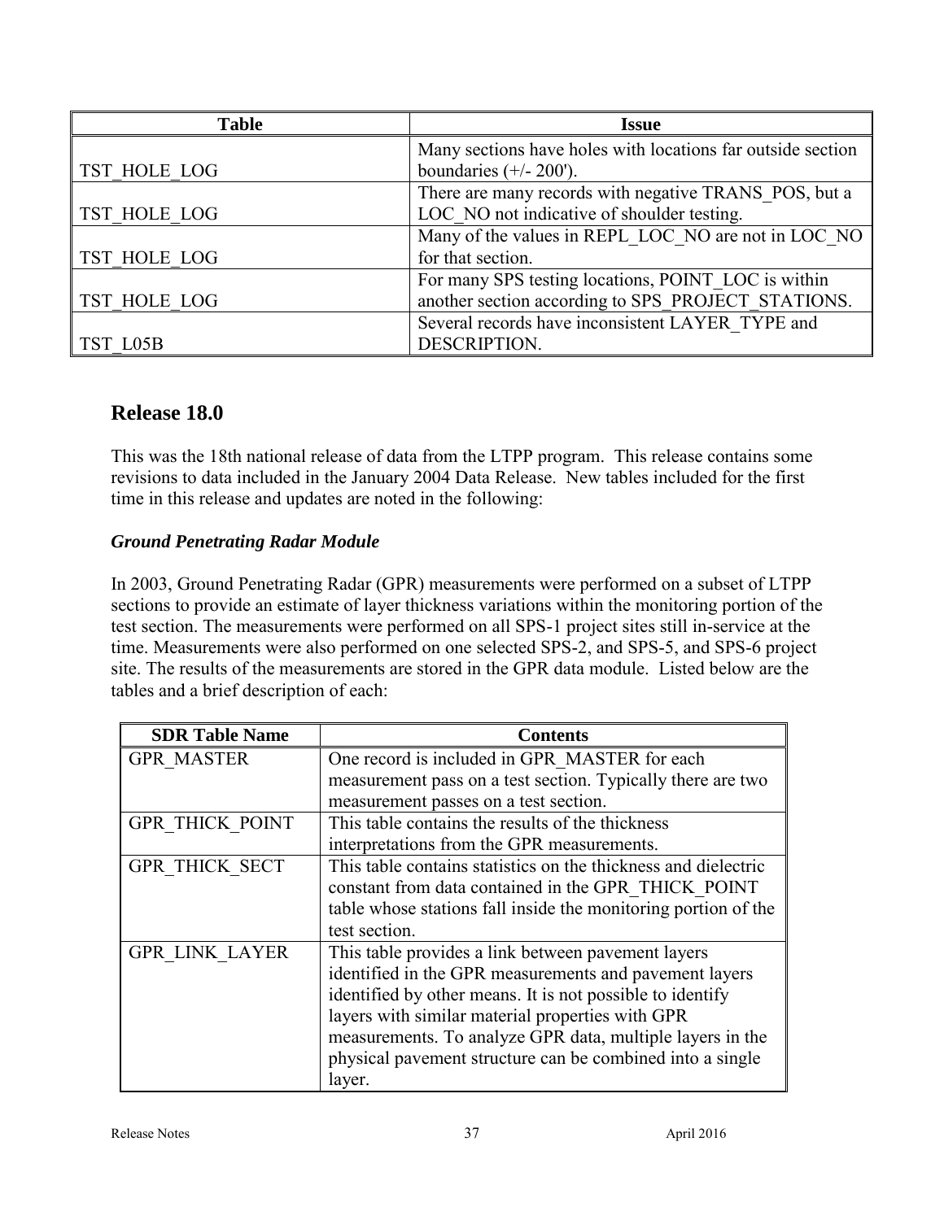| Table | Issue |
|---|---|
| TST_HOLE_LOG | Many sections have holes with locations far outside section boundaries (+/- 200'). |
| TST_HOLE_LOG | There are many records with negative TRANS_POS, but a LOC_NO not indicative of shoulder testing. |
| TST_HOLE_LOG | Many of the values in REPL_LOC_NO are not in LOC_NO for that section. |
| TST_HOLE_LOG | For many SPS testing locations, POINT_LOC is within another section according to SPS_PROJECT_STATIONS. |
| TST_L05B | Several records have inconsistent LAYER_TYPE and DESCRIPTION. |

## Release 18.0

This was the 18th national release of data from the LTPP program. This release contains some revisions to data included in the January 2004 Data Release. New tables included for the first time in this release and updates are noted in the following:

### *Ground Penetrating Radar Module*

In 2003, Ground Penetrating Radar (GPR) measurements were performed on a subset of LTPP sections to provide an estimate of layer thickness variations within the monitoring portion of the test section. The measurements were performed on all SPS-1 project sites still in-service at the time. Measurements were also performed on one selected SPS-2, and SPS-5, and SPS-6 project site. The results of the measurements are stored in the GPR data module. Listed below are the tables and a brief description of each:

| SDR Table Name | Contents |
|---|---|
| GPR_MASTER | One record is included in GPR_MASTER for each measurement pass on a test section. Typically there are two measurement passes on a test section. |
| GPR_THICK_POINT | This table contains the results of the thickness interpretations from the GPR measurements. |
| GPR_THICK_SECT | This table contains statistics on the thickness and dielectric constant from data contained in the GPR_THICK_POINT table whose stations fall inside the monitoring portion of the test section. |
| GPR_LINK_LAYER | This table provides a link between pavement layers identified in the GPR measurements and pavement layers identified by other means. It is not possible to identify layers with similar material properties with GPR measurements. To analyze GPR data, multiple layers in the physical pavement structure can be combined into a single layer. |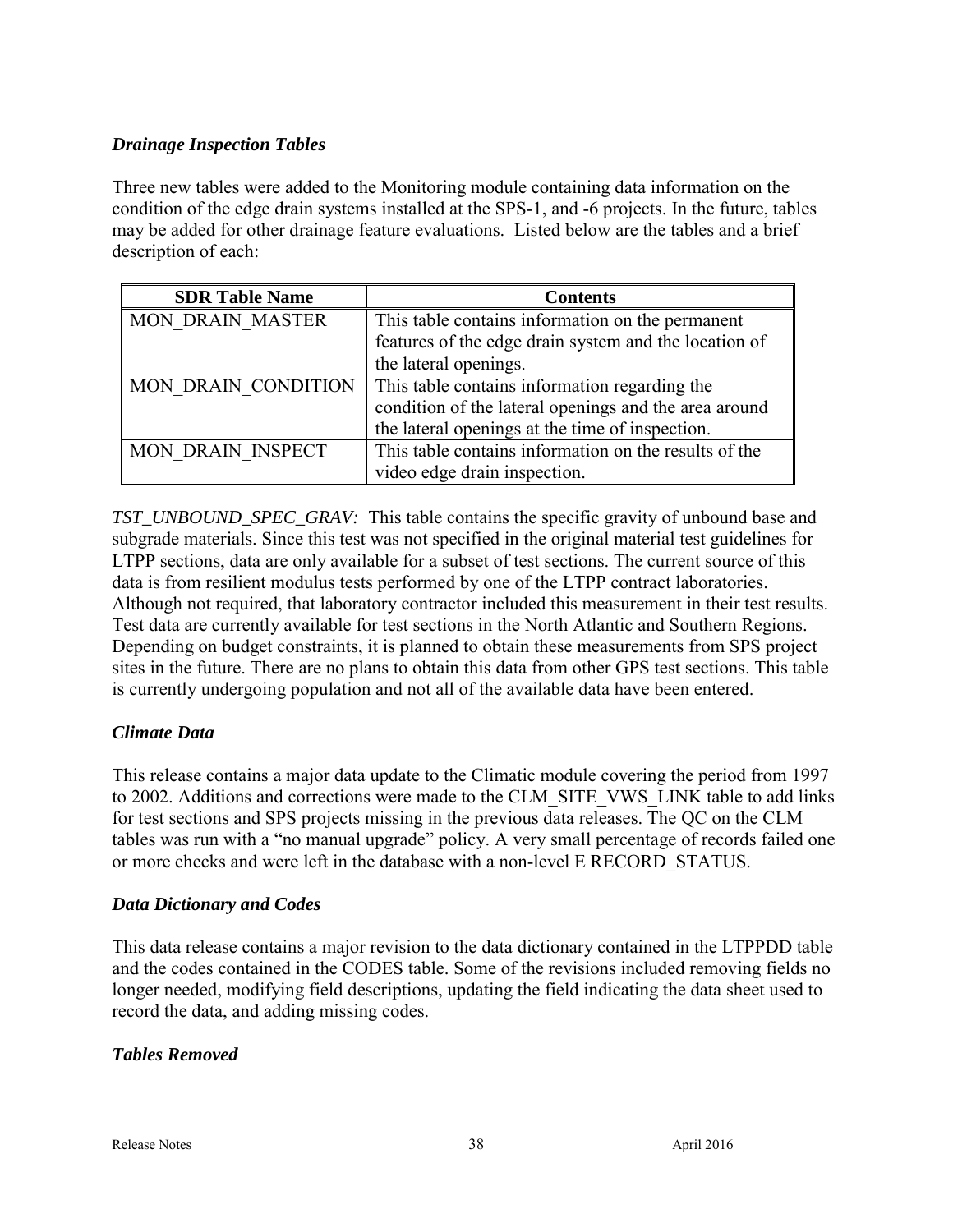### *Drainage Inspection Tables*

Three new tables were added to the Monitoring module containing data information on the condition of the edge drain systems installed at the SPS-1, and -6 projects. In the future, tables may be added for other drainage feature evaluations. Listed below are the tables and a brief description of each:

| SDR Table Name | Contents |
|---|---|
| MON_DRAIN_MASTER | This table contains information on the permanent features of the edge drain system and the location of the lateral openings. |
| MON_DRAIN_CONDITION | This table contains information regarding the condition of the lateral openings and the area around the lateral openings at the time of inspection. |
| MON_DRAIN_INSPECT | This table contains information on the results of the video edge drain inspection. |

*TST_UNBOUND_SPEC_GRAV:* This table contains the specific gravity of unbound base and subgrade materials. Since this test was not specified in the original material test guidelines for LTPP sections, data are only available for a subset of test sections. The current source of this data is from resilient modulus tests performed by one of the LTPP contract laboratories. Although not required, that laboratory contractor included this measurement in their test results. Test data are currently available for test sections in the North Atlantic and Southern Regions. Depending on budget constraints, it is planned to obtain these measurements from SPS project sites in the future. There are no plans to obtain this data from other GPS test sections. This table is currently undergoing population and not all of the available data have been entered.

### *Climate Data*

This release contains a major data update to the Climatic module covering the period from 1997 to 2002. Additions and corrections were made to the CLM_SITE_VWS_LINK table to add links for test sections and SPS projects missing in the previous data releases. The QC on the CLM tables was run with a "no manual upgrade" policy. A very small percentage of records failed one or more checks and were left in the database with a non-level E RECORD_STATUS.

### *Data Dictionary and Codes*

This data release contains a major revision to the data dictionary contained in the LTPPDD table and the codes contained in the CODES table. Some of the revisions included removing fields no longer needed, modifying field descriptions, updating the field indicating the data sheet used to record the data, and adding missing codes.

### *Tables Removed*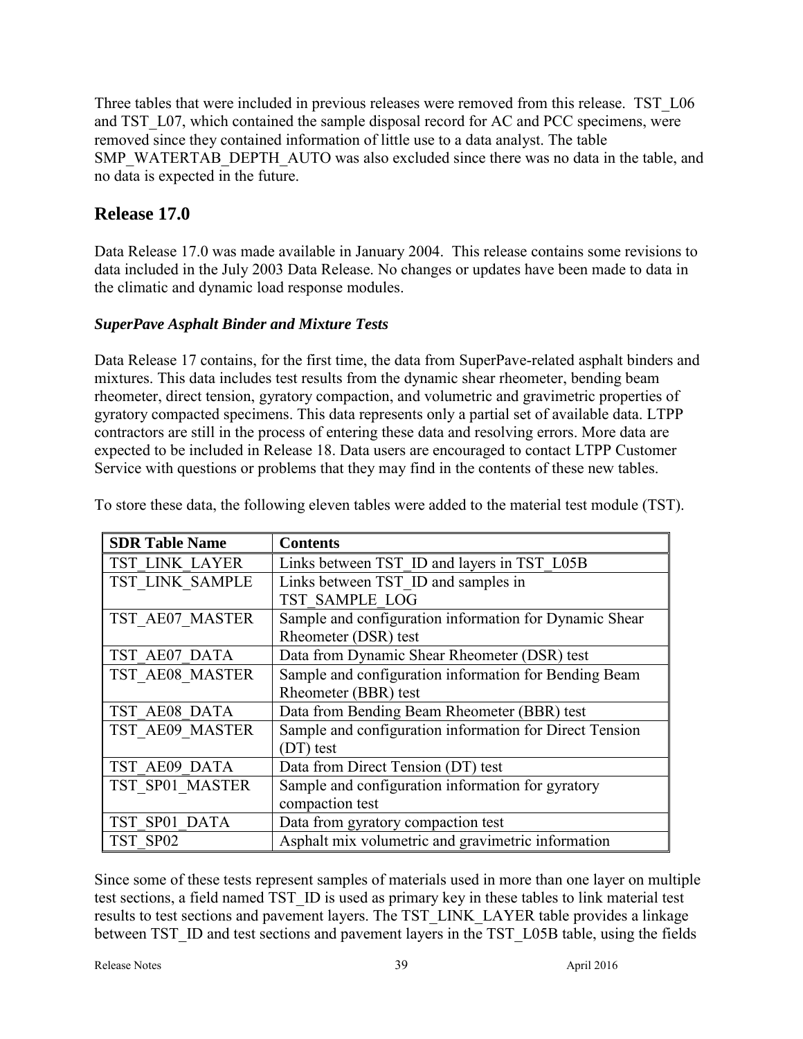Three tables that were included in previous releases were removed from this release. TST_L06 and TST_L07, which contained the sample disposal record for AC and PCC specimens, were removed since they contained information of little use to a data analyst. The table SMP_WATERTAB_DEPTH_AUTO was also excluded since there was no data in the table, and no data is expected in the future.

## Release 17.0

Data Release 17.0 was made available in January 2004. This release contains some revisions to data included in the July 2003 Data Release. No changes or updates have been made to data in the climatic and dynamic load response modules.

### *SuperPave Asphalt Binder and Mixture Tests*

Data Release 17 contains, for the first time, the data from SuperPave-related asphalt binders and mixtures. This data includes test results from the dynamic shear rheometer, bending beam rheometer, direct tension, gyratory compaction, and volumetric and gravimetric properties of gyratory compacted specimens. This data represents only a partial set of available data. LTPP contractors are still in the process of entering these data and resolving errors. More data are expected to be included in Release 18. Data users are encouraged to contact LTPP Customer Service with questions or problems that they may find in the contents of these new tables.

To store these data, the following eleven tables were added to the material test module (TST).

| SDR Table Name | Contents |
|---|---|
| TST_LINK_LAYER | Links between TST_ID and layers in TST_L05B |
| TST_LINK_SAMPLE | Links between TST_ID and samples in TST_SAMPLE_LOG |
| TST_AE07_MASTER | Sample and configuration information for Dynamic Shear Rheometer (DSR) test |
| TST_AE07_DATA | Data from Dynamic Shear Rheometer (DSR) test |
| TST_AE08_MASTER | Sample and configuration information for Bending Beam Rheometer (BBR) test |
| TST_AE08_DATA | Data from Bending Beam Rheometer (BBR) test |
| TST_AE09_MASTER | Sample and configuration information for Direct Tension (DT) test |
| TST_AE09_DATA | Data from Direct Tension (DT) test |
| TST_SP01_MASTER | Sample and configuration information for gyratory compaction test |
| TST_SP01_DATA | Data from gyratory compaction test |
| TST_SP02 | Asphalt mix volumetric and gravimetric information |

Since some of these tests represent samples of materials used in more than one layer on multiple test sections, a field named TST_ID is used as primary key in these tables to link material test results to test sections and pavement layers. The TST_LINK_LAYER table provides a linkage between TST_ID and test sections and pavement layers in the TST_L05B table, using the fields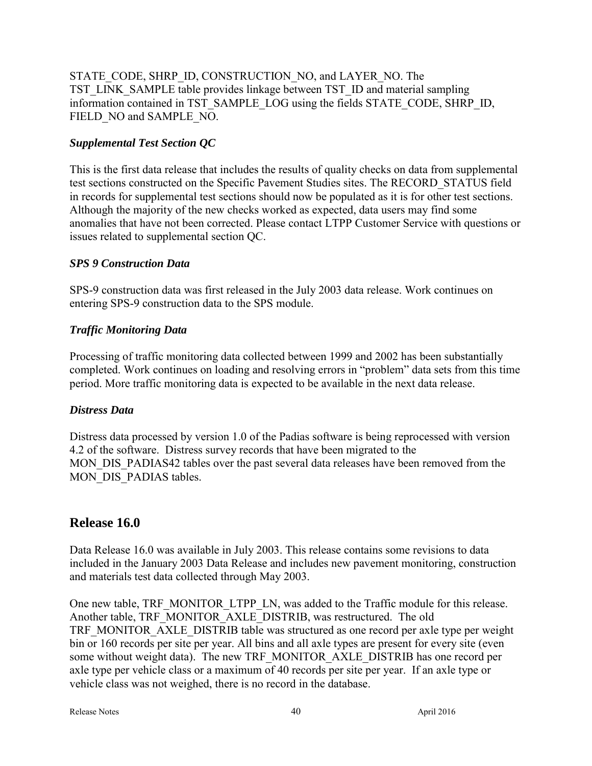STATE_CODE, SHRP_ID, CONSTRUCTION_NO, and LAYER_NO. The TST_LINK_SAMPLE table provides linkage between TST_ID and material sampling information contained in TST_SAMPLE_LOG using the fields STATE_CODE, SHRP_ID, FIELD_NO and SAMPLE_NO.

### *Supplemental Test Section QC*

This is the first data release that includes the results of quality checks on data from supplemental test sections constructed on the Specific Pavement Studies sites. The RECORD_STATUS field in records for supplemental test sections should now be populated as it is for other test sections. Although the majority of the new checks worked as expected, data users may find some anomalies that have not been corrected. Please contact LTPP Customer Service with questions or issues related to supplemental section QC.

### *SPS 9 Construction Data*

SPS-9 construction data was first released in the July 2003 data release. Work continues on entering SPS-9 construction data to the SPS module.

### *Traffic Monitoring Data*

Processing of traffic monitoring data collected between 1999 and 2002 has been substantially completed. Work continues on loading and resolving errors in “problem” data sets from this time period. More traffic monitoring data is expected to be available in the next data release.

### *Distress Data*

Distress data processed by version 1.0 of the Padias software is being reprocessed with version 4.2 of the software. Distress survey records that have been migrated to the MON_DIS_PADIAS42 tables over the past several data releases have been removed from the MON_DIS_PADIAS tables.

## Release 16.0

Data Release 16.0 was available in July 2003. This release contains some revisions to data included in the January 2003 Data Release and includes new pavement monitoring, construction and materials test data collected through May 2003.

One new table, TRF_MONITOR_LTPP_LN, was added to the Traffic module for this release. Another table, TRF_MONITOR_AXLE_DISTRIB, was restructured. The old TRF_MONITOR_AXLE_DISTRIB table was structured as one record per axle type per weight bin or 160 records per site per year. All bins and all axle types are present for every site (even some without weight data). The new TRF_MONITOR_AXLE_DISTRIB has one record per axle type per vehicle class or a maximum of 40 records per site per year. If an axle type or vehicle class was not weighed, there is no record in the database.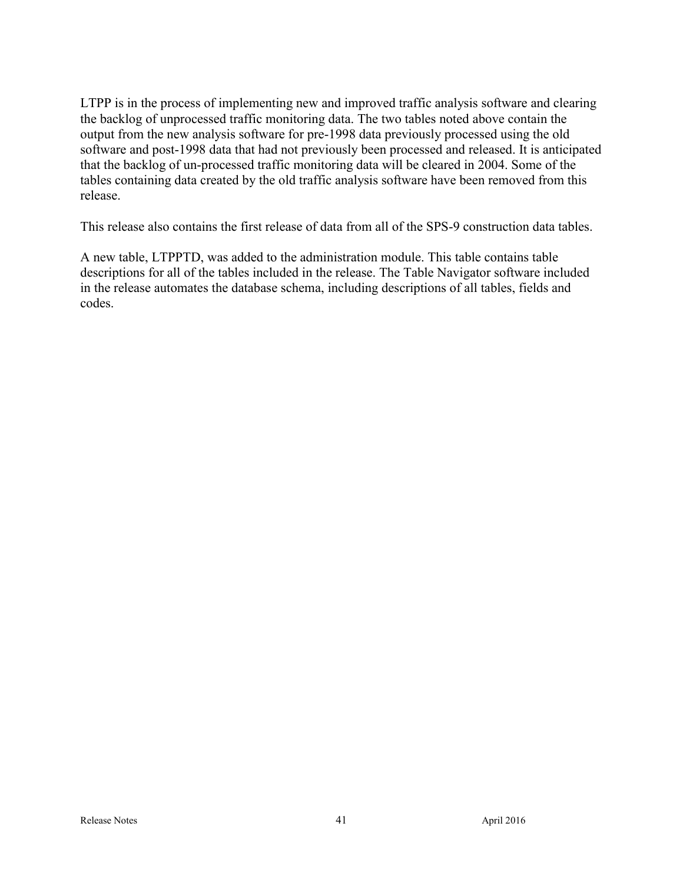LTPP is in the process of implementing new and improved traffic analysis software and clearing the backlog of unprocessed traffic monitoring data. The two tables noted above contain the output from the new analysis software for pre-1998 data previously processed using the old software and post-1998 data that had not previously been processed and released. It is anticipated that the backlog of un-processed traffic monitoring data will be cleared in 2004. Some of the tables containing data created by the old traffic analysis software have been removed from this release.

This release also contains the first release of data from all of the SPS-9 construction data tables.

A new table, LTPPTD, was added to the administration module. This table contains table descriptions for all of the tables included in the release. The Table Navigator software included in the release automates the database schema, including descriptions of all tables, fields and codes.